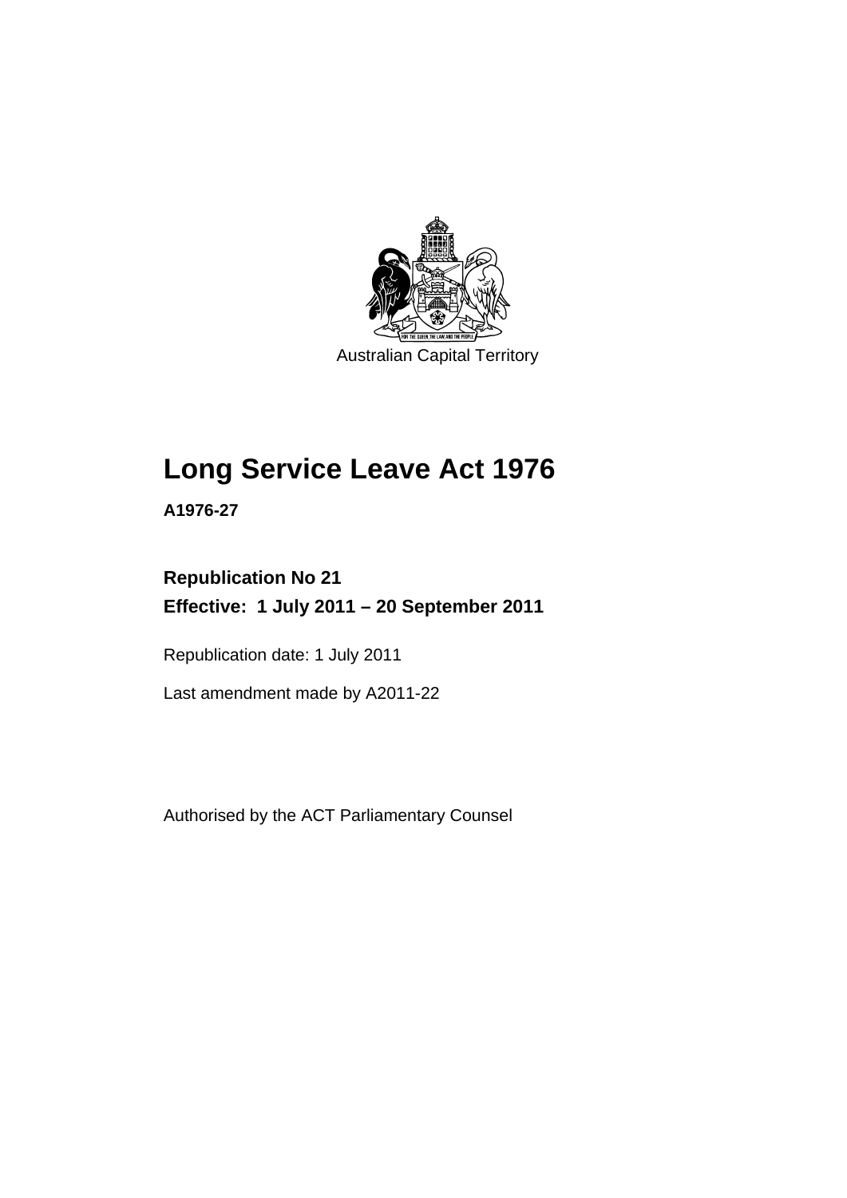Australian Capital Territory

# Long Service Leave Act 1976

**A1976-27**

**Republication No 21**

**Effective: 1 July 2011 – 20 September 2011**

Republication date: 1 July 2011

Last amendment made by A2011-22

Authorised by the ACT Parliamentary Counsel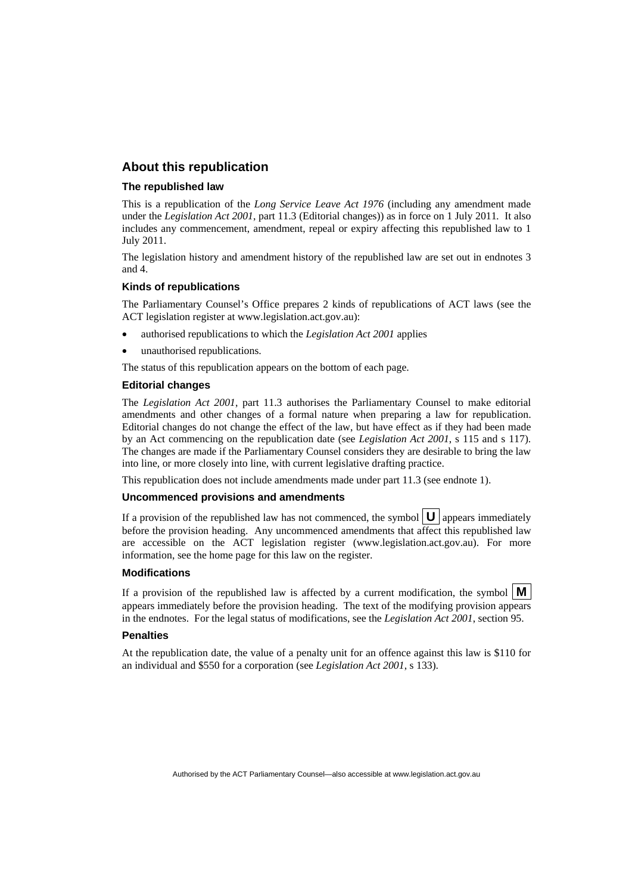## About this republication

### The republished law

This is a republication of the *Long Service Leave Act 1976* (including any amendment made under the *Legislation Act 2001*, part 11.3 (Editorial changes)) as in force on 1 July 2011. It also includes any commencement, amendment, repeal or expiry affecting this republished law to 1 July 2011.

The legislation history and amendment history of the republished law are set out in endnotes 3 and 4.

### Kinds of republications

The Parliamentary Counsel's Office prepares 2 kinds of republications of ACT laws (see the ACT legislation register at www.legislation.act.gov.au):

- authorised republications to which the *Legislation Act 2001* applies
- unauthorised republications.

The status of this republication appears on the bottom of each page.

### Editorial changes

The *Legislation Act 2001*, part 11.3 authorises the Parliamentary Counsel to make editorial amendments and other changes of a formal nature when preparing a law for republication. Editorial changes do not change the effect of the law, but have effect as if they had been made by an Act commencing on the republication date (see *Legislation Act 2001*, s 115 and s 117). The changes are made if the Parliamentary Counsel considers they are desirable to bring the law into line, or more closely into line, with current legislative drafting practice.

This republication does not include amendments made under part 11.3 (see endnote 1).

### Uncommenced provisions and amendments

If a provision of the republished law has not commenced, the symbol **U** appears immediately before the provision heading. Any uncommenced amendments that affect this republished law are accessible on the ACT legislation register (www.legislation.act.gov.au). For more information, see the home page for this law on the register.

### Modifications

If a provision of the republished law is affected by a current modification, the symbol **M** appears immediately before the provision heading. The text of the modifying provision appears in the endnotes. For the legal status of modifications, see the *Legislation Act 2001*, section 95.

### Penalties

At the republication date, the value of a penalty unit for an offence against this law is $110 for an individual and $550 for a corporation (see *Legislation Act 2001*, s 133).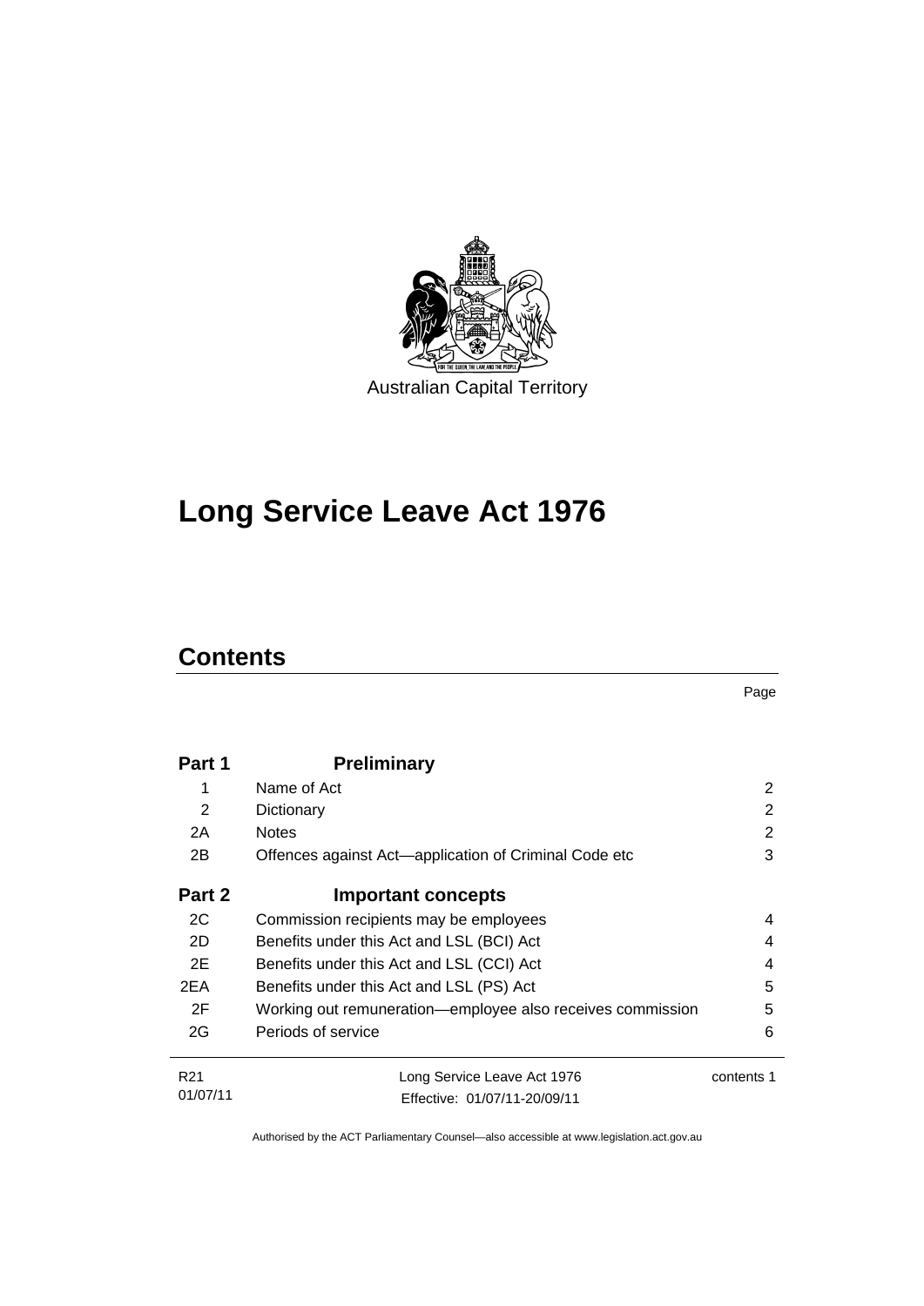Australian Capital Territory

# Long Service Leave Act 1976

## Contents

Page

| | | |
|---|---|---|
| **Part 1** | **Preliminary** | |
| 1 | Name of Act | 2 |
| 2 | Dictionary | 2 |
| 2A | Notes | 2 |
| 2B | Offences against Act—application of Criminal Code etc | 3 |
| **Part 2** | **Important concepts** | |
| 2C | Commission recipients may be employees | 4 |
| 2D | Benefits under this Act and LSL (BCI) Act | 4 |
| 2E | Benefits under this Act and LSL (CCI) Act | 4 |
| 2EA | Benefits under this Act and LSL (PS) Act | 5 |
| 2F | Working out remuneration—employee also receives commission | 5 |
| 2G | Periods of service | 6 |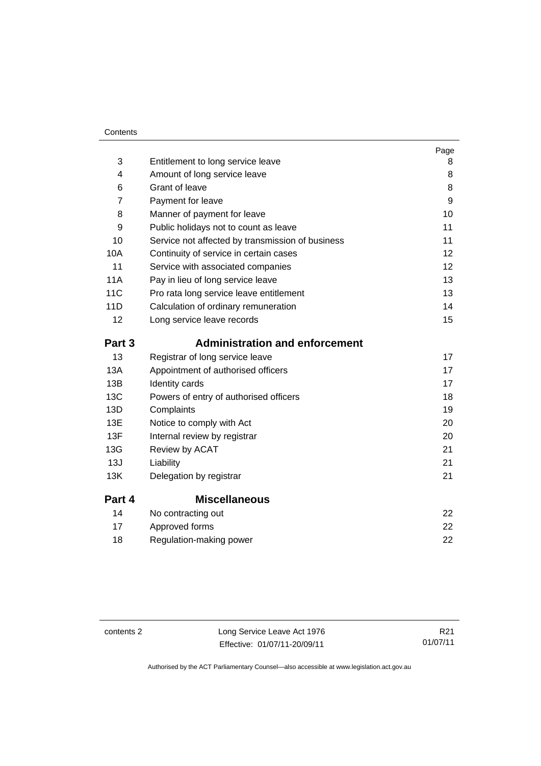| | | Page |
|---|---|---|
| 3 | Entitlement to long service leave | 8 |
| 4 | Amount of long service leave | 8 |
| 6 | Grant of leave | 8 |
| 7 | Payment for leave | 9 |
| 8 | Manner of payment for leave | 10 |
| 9 | Public holidays not to count as leave | 11 |
| 10 | Service not affected by transmission of business | 11 |
| 10A | Continuity of service in certain cases | 12 |
| 11 | Service with associated companies | 12 |
| 11A | Pay in lieu of long service leave | 13 |
| 11C | Pro rata long service leave entitlement | 13 |
| 11D | Calculation of ordinary remuneration | 14 |
| 12 | Long service leave records | 15 |
| **Part 3** | **Administration and enforcement** | |
| 13 | Registrar of long service leave | 17 |
| 13A | Appointment of authorised officers | 17 |
| 13B | Identity cards | 17 |
| 13C | Powers of entry of authorised officers | 18 |
| 13D | Complaints | 19 |
| 13E | Notice to comply with Act | 20 |
| 13F | Internal review by registrar | 20 |
| 13G | Review by ACAT | 21 |
| 13J | Liability | 21 |
| 13K | Delegation by registrar | 21 |
| **Part 4** | **Miscellaneous** | |
| 14 | No contracting out | 22 |
| 17 | Approved forms | 22 |
| 18 | Regulation-making power | 22 |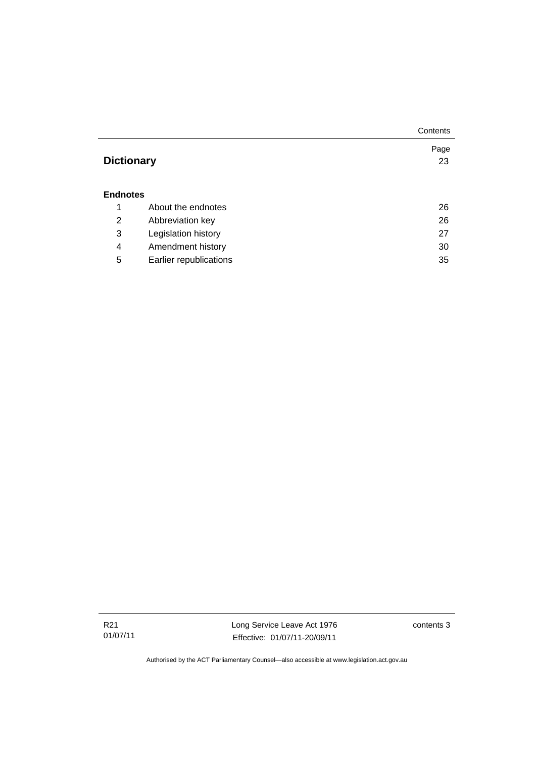| | | Page |
|---|---|---|
| **Dictionary** | | 23 |
| **Endnotes** | | |
| 1 | About the endnotes | 26 |
| 2 | Abbreviation key | 26 |
| 3 | Legislation history | 27 |
| 4 | Amendment history | 30 |
| 5 | Earlier republications | 35 |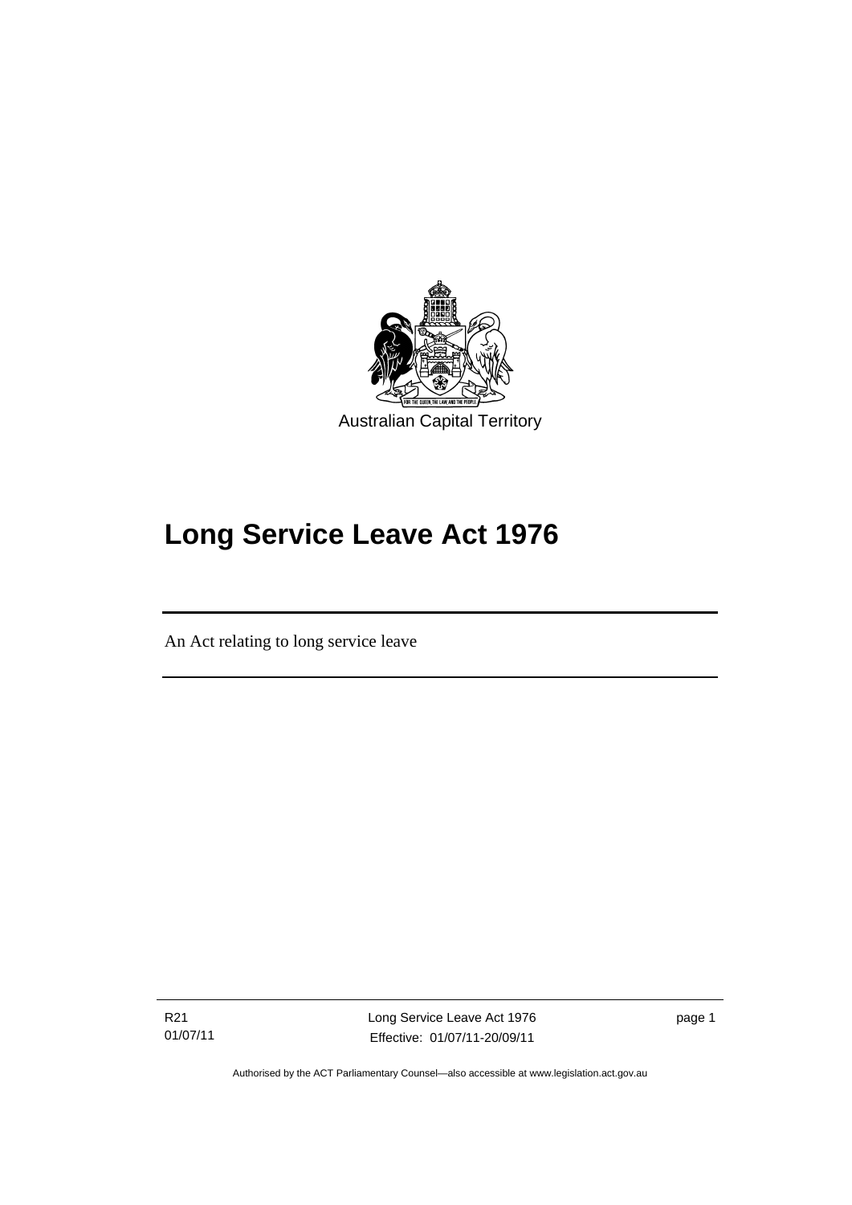Australian Capital Territory

# Long Service Leave Act 1976

An Act relating to long service leave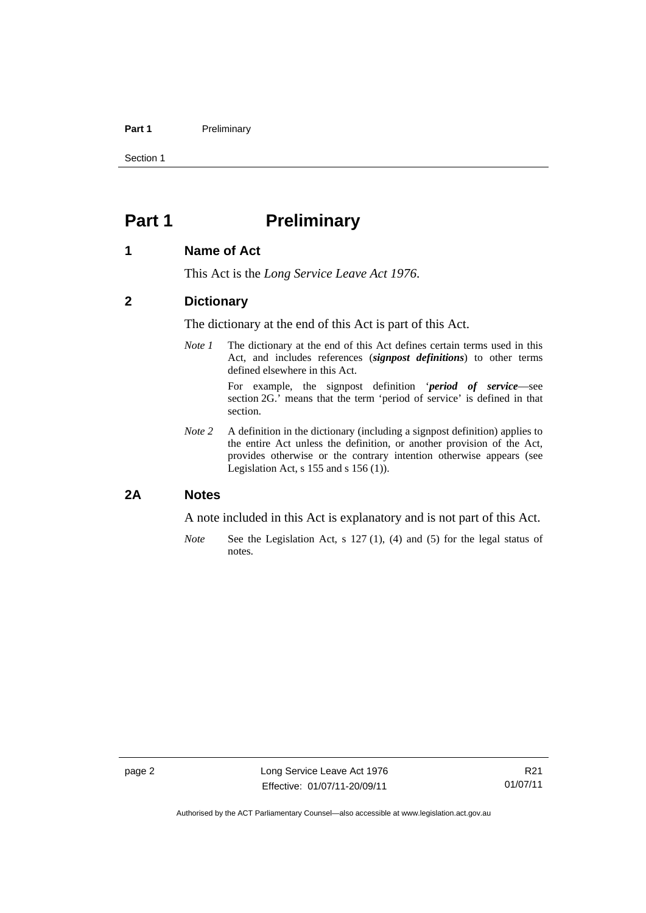# Part 1 Preliminary

## 1 Name of Act

This Act is the *Long Service Leave Act 1976*.

## 2 Dictionary

The dictionary at the end of this Act is part of this Act.

*Note 1* The dictionary at the end of this Act defines certain terms used in this Act, and includes references (***signpost definitions***) to other terms defined elsewhere in this Act.

For example, the signpost definition '***period of service***—see section 2G.' means that the term 'period of service' is defined in that section.

*Note 2* A definition in the dictionary (including a signpost definition) applies to the entire Act unless the definition, or another provision of the Act, provides otherwise or the contrary intention otherwise appears (see Legislation Act, s 155 and s 156 (1)).

## 2A Notes

A note included in this Act is explanatory and is not part of this Act.

*Note* See the Legislation Act, s 127 (1), (4) and (5) for the legal status of notes.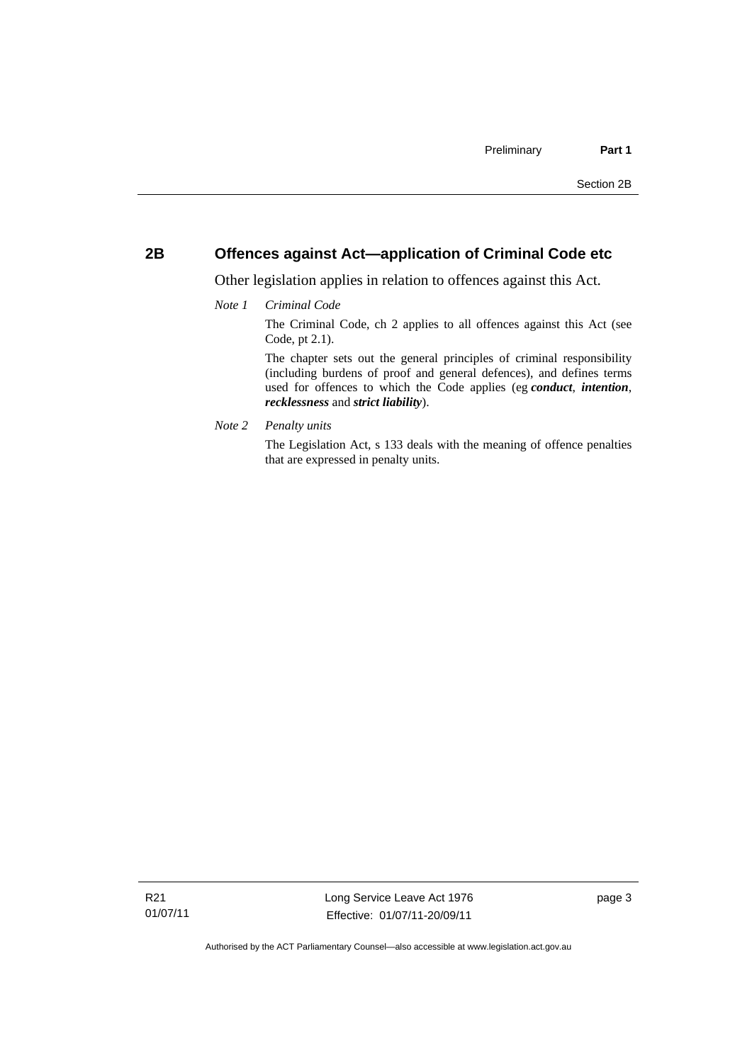## 2B Offences against Act—application of Criminal Code etc

Other legislation applies in relation to offences against this Act.

*Note 1* *Criminal Code*

The Criminal Code, ch 2 applies to all offences against this Act (see Code, pt 2.1).

The chapter sets out the general principles of criminal responsibility (including burdens of proof and general defences), and defines terms used for offences to which the Code applies (eg ***conduct***, ***intention***, ***recklessness*** and ***strict liability***).

*Note 2* *Penalty units*

The Legislation Act, s 133 deals with the meaning of offence penalties that are expressed in penalty units.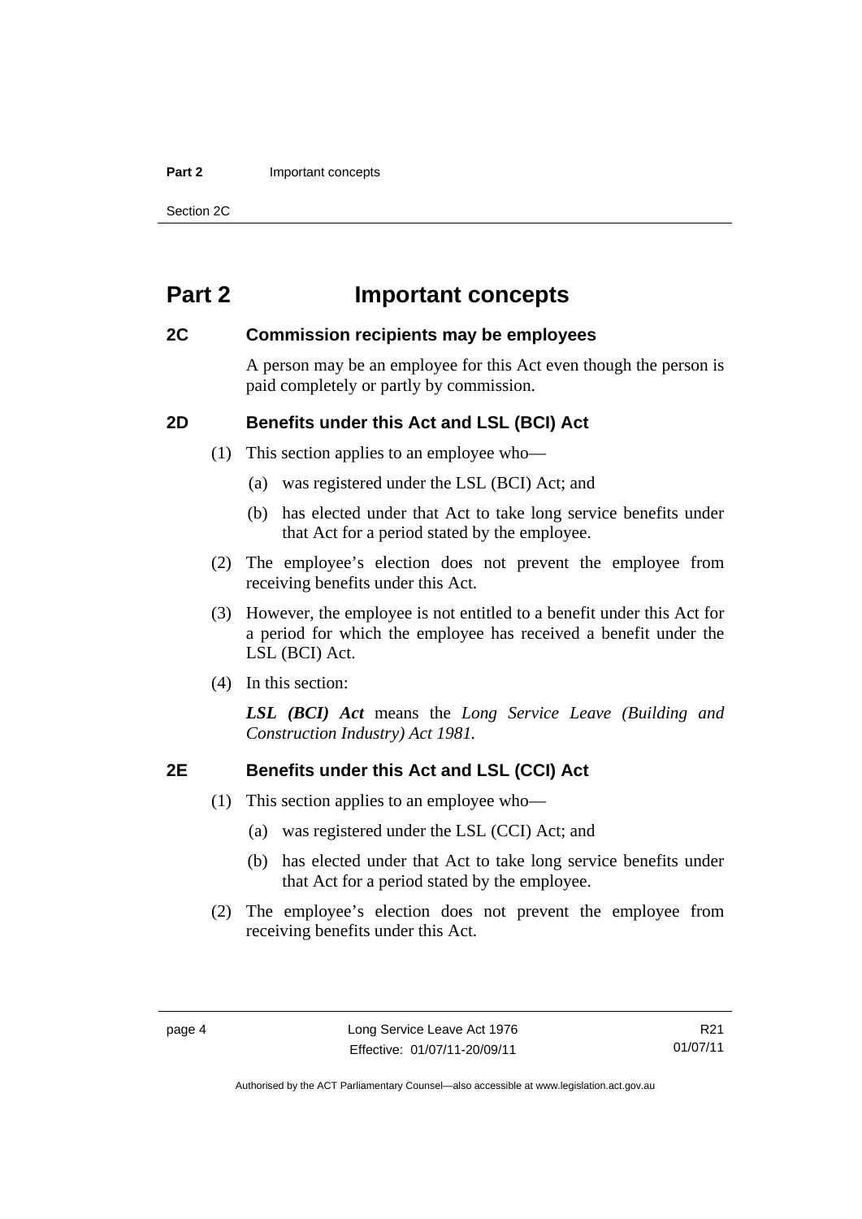# Part 2 Important concepts

### 2C Commission recipients may be employees

A person may be an employee for this Act even though the person is paid completely or partly by commission.

### 2D Benefits under this Act and LSL (BCI) Act

(1) This section applies to an employee who—

(a) was registered under the LSL (BCI) Act; and

(b) has elected under that Act to take long service benefits under that Act for a period stated by the employee.

(2) The employee's election does not prevent the employee from receiving benefits under this Act.

(3) However, the employee is not entitled to a benefit under this Act for a period for which the employee has received a benefit under the LSL (BCI) Act.

(4) In this section:

***LSL (BCI) Act*** means the *Long Service Leave (Building and Construction Industry) Act 1981.*

### 2E Benefits under this Act and LSL (CCI) Act

(1) This section applies to an employee who—

(a) was registered under the LSL (CCI) Act; and

(b) has elected under that Act to take long service benefits under that Act for a period stated by the employee.

(2) The employee's election does not prevent the employee from receiving benefits under this Act.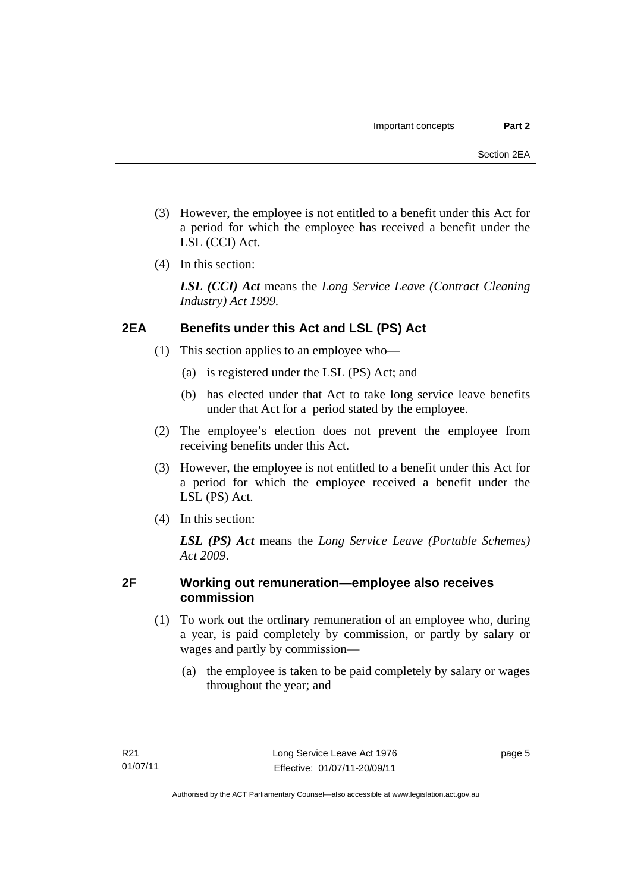(3) However, the employee is not entitled to a benefit under this Act for a period for which the employee has received a benefit under the LSL (CCI) Act.

(4) In this section:

***LSL (CCI) Act*** means the *Long Service Leave (Contract Cleaning Industry) Act 1999*.

## 2EA Benefits under this Act and LSL (PS) Act

(1) This section applies to an employee who—

(a) is registered under the LSL (PS) Act; and

(b) has elected under that Act to take long service leave benefits under that Act for a period stated by the employee.

(2) The employee's election does not prevent the employee from receiving benefits under this Act.

(3) However, the employee is not entitled to a benefit under this Act for a period for which the employee received a benefit under the LSL (PS) Act.

(4) In this section:

***LSL (PS) Act*** means the *Long Service Leave (Portable Schemes) Act 2009*.

## 2F Working out remuneration—employee also receives commission

(1) To work out the ordinary remuneration of an employee who, during a year, is paid completely by commission, or partly by salary or wages and partly by commission—

(a) the employee is taken to be paid completely by salary or wages throughout the year; and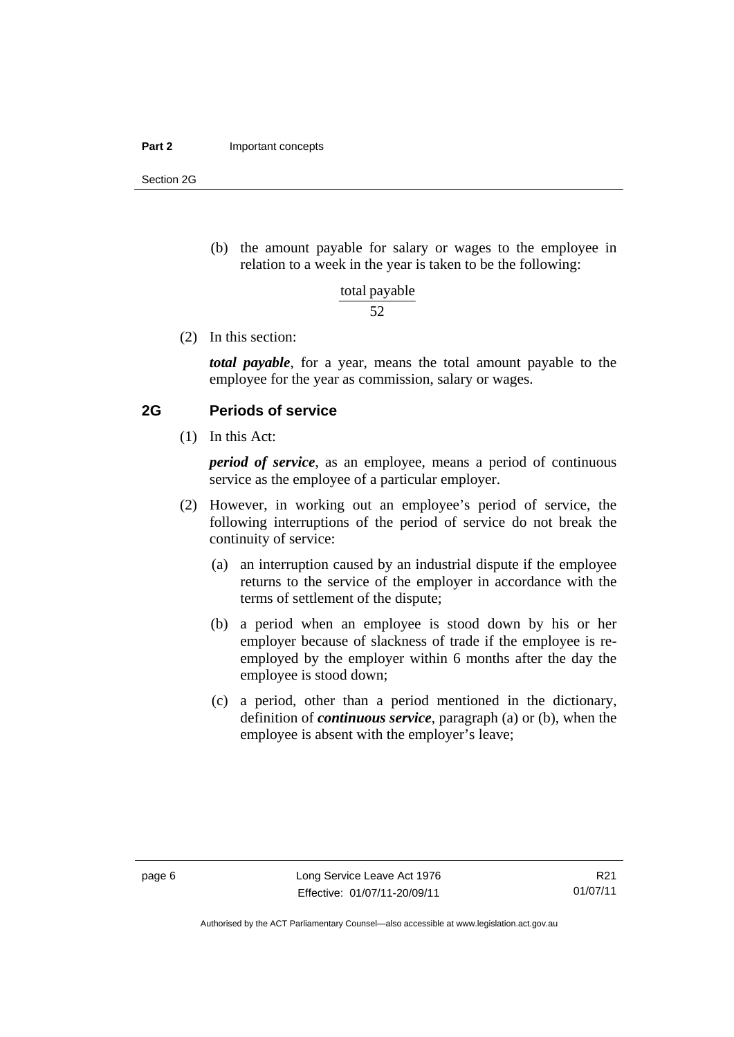(b) the amount payable for salary or wages to the employee in relation to a week in the year is taken to be the following:

$$\frac{\text{total payable}}{52}$$

(2) In this section:

***total payable***, for a year, means the total amount payable to the employee for the year as commission, salary or wages.

## 2G Periods of service

(1) In this Act:

***period of service***, as an employee, means a period of continuous service as the employee of a particular employer.

(2) However, in working out an employee's period of service, the following interruptions of the period of service do not break the continuity of service:

(a) an interruption caused by an industrial dispute if the employee returns to the service of the employer in accordance with the terms of settlement of the dispute;

(b) a period when an employee is stood down by his or her employer because of slackness of trade if the employee is re-employed by the employer within 6 months after the day the employee is stood down;

(c) a period, other than a period mentioned in the dictionary, definition of ***continuous service***, paragraph (a) or (b), when the employee is absent with the employer's leave;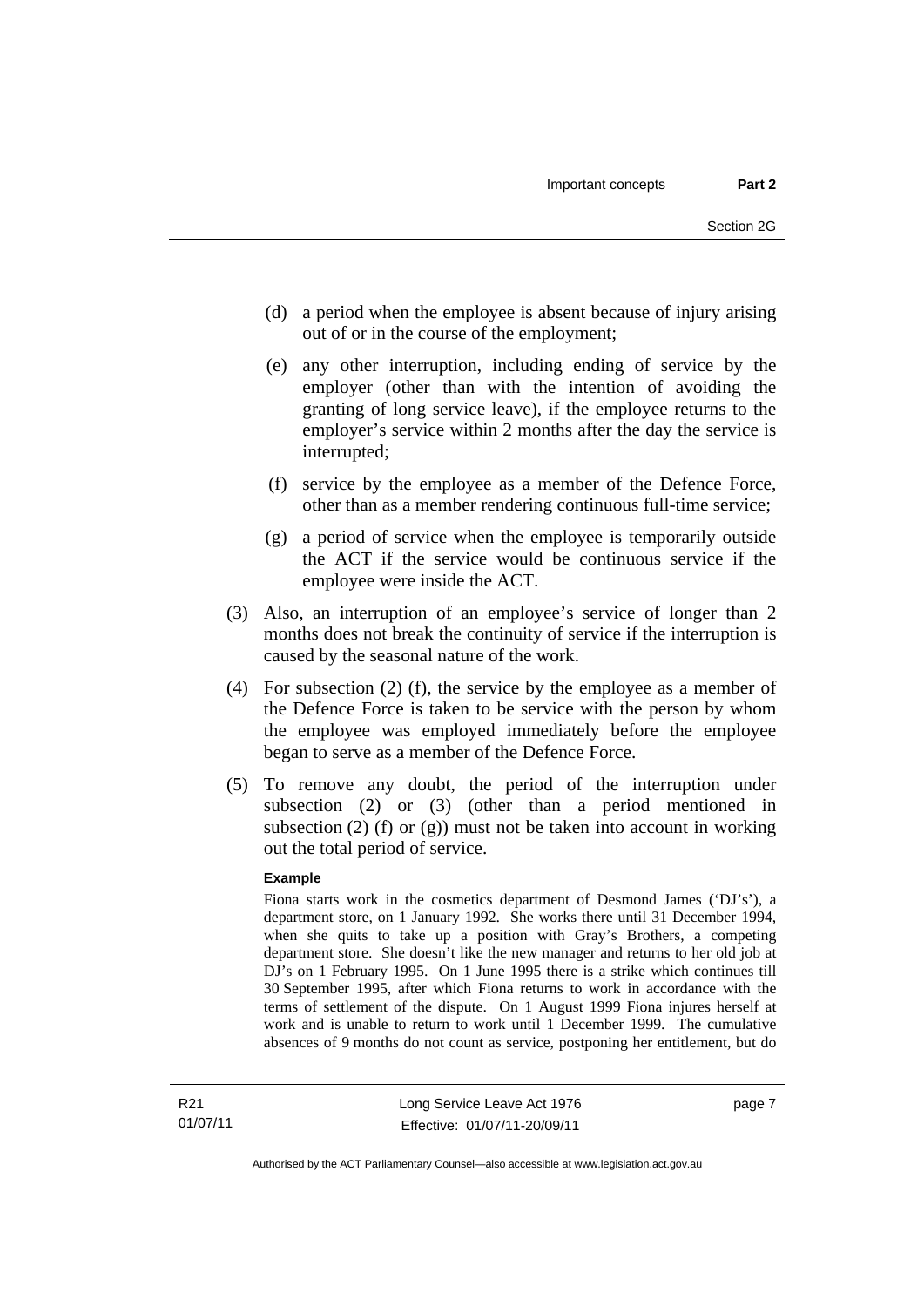(d) a period when the employee is absent because of injury arising out of or in the course of the employment;

(e) any other interruption, including ending of service by the employer (other than with the intention of avoiding the granting of long service leave), if the employee returns to the employer's service within 2 months after the day the service is interrupted;

(f) service by the employee as a member of the Defence Force, other than as a member rendering continuous full-time service;

(g) a period of service when the employee is temporarily outside the ACT if the service would be continuous service if the employee were inside the ACT.

(3) Also, an interruption of an employee's service of longer than 2 months does not break the continuity of service if the interruption is caused by the seasonal nature of the work.

(4) For subsection (2) (f), the service by the employee as a member of the Defence Force is taken to be service with the person by whom the employee was employed immediately before the employee began to serve as a member of the Defence Force.

(5) To remove any doubt, the period of the interruption under subsection (2) or (3) (other than a period mentioned in subsection (2) (f) or (g)) must not be taken into account in working out the total period of service.

**Example**

Fiona starts work in the cosmetics department of Desmond James ('DJ's'), a department store, on 1 January 1992. She works there until 31 December 1994, when she quits to take up a position with Gray's Brothers, a competing department store. She doesn't like the new manager and returns to her old job at DJ's on 1 February 1995. On 1 June 1995 there is a strike which continues till 30 September 1995, after which Fiona returns to work in accordance with the terms of settlement of the dispute. On 1 August 1999 Fiona injures herself at work and is unable to return to work until 1 December 1999. The cumulative absences of 9 months do not count as service, postponing her entitlement, but do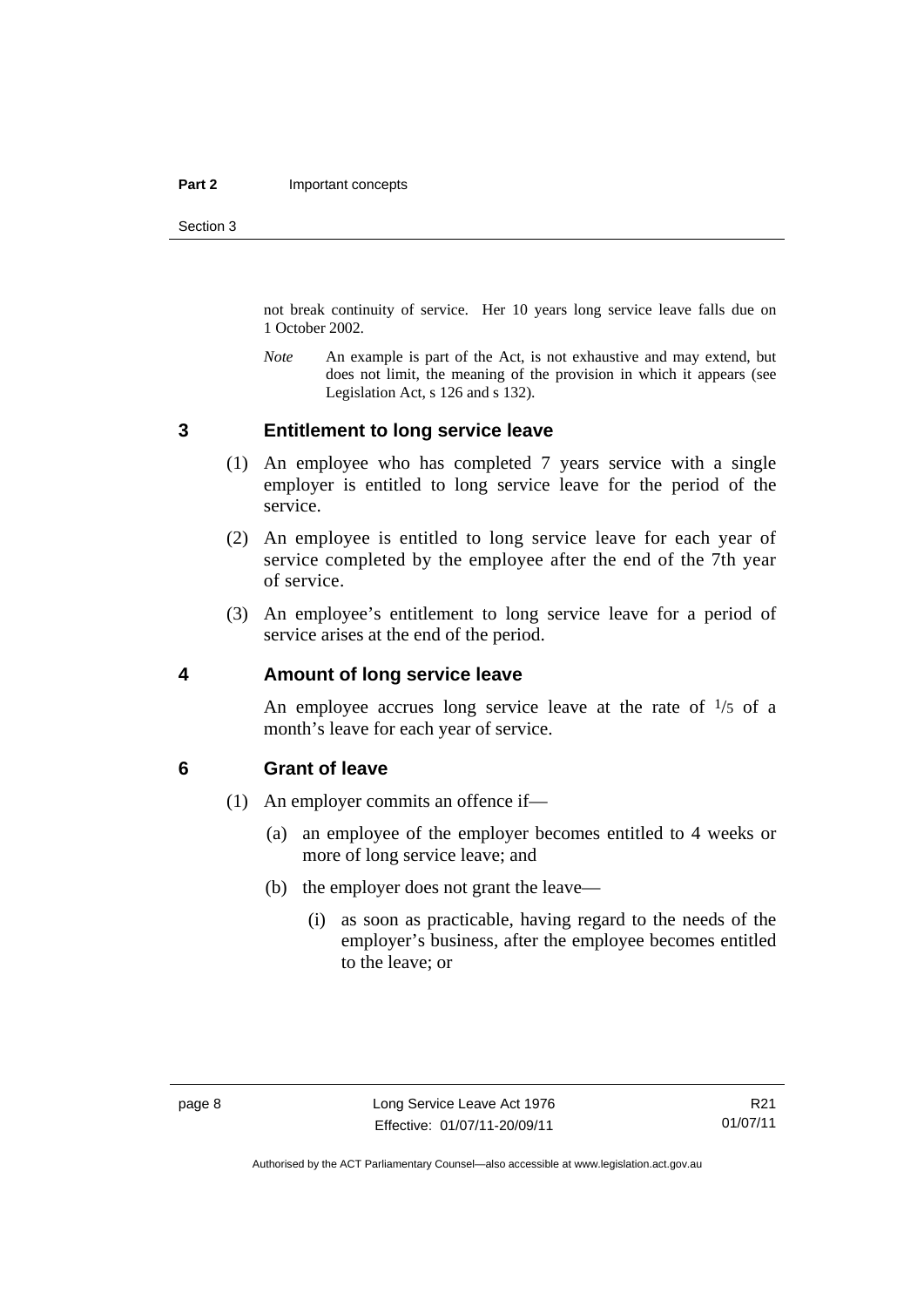not break continuity of service. Her 10 years long service leave falls due on 1 October 2002.

*Note* An example is part of the Act, is not exhaustive and may extend, but does not limit, the meaning of the provision in which it appears (see Legislation Act, s 126 and s 132).

## 3 Entitlement to long service leave

(1) An employee who has completed 7 years service with a single employer is entitled to long service leave for the period of the service.

(2) An employee is entitled to long service leave for each year of service completed by the employee after the end of the 7th year of service.

(3) An employee's entitlement to long service leave for a period of service arises at the end of the period.

## 4 Amount of long service leave

An employee accrues long service leave at the rate of $^1/_5$ of a month's leave for each year of service.

## 6 Grant of leave

(1) An employer commits an offence if—

(a) an employee of the employer becomes entitled to 4 weeks or more of long service leave; and

(b) the employer does not grant the leave—

(i) as soon as practicable, having regard to the needs of the employer's business, after the employee becomes entitled to the leave; or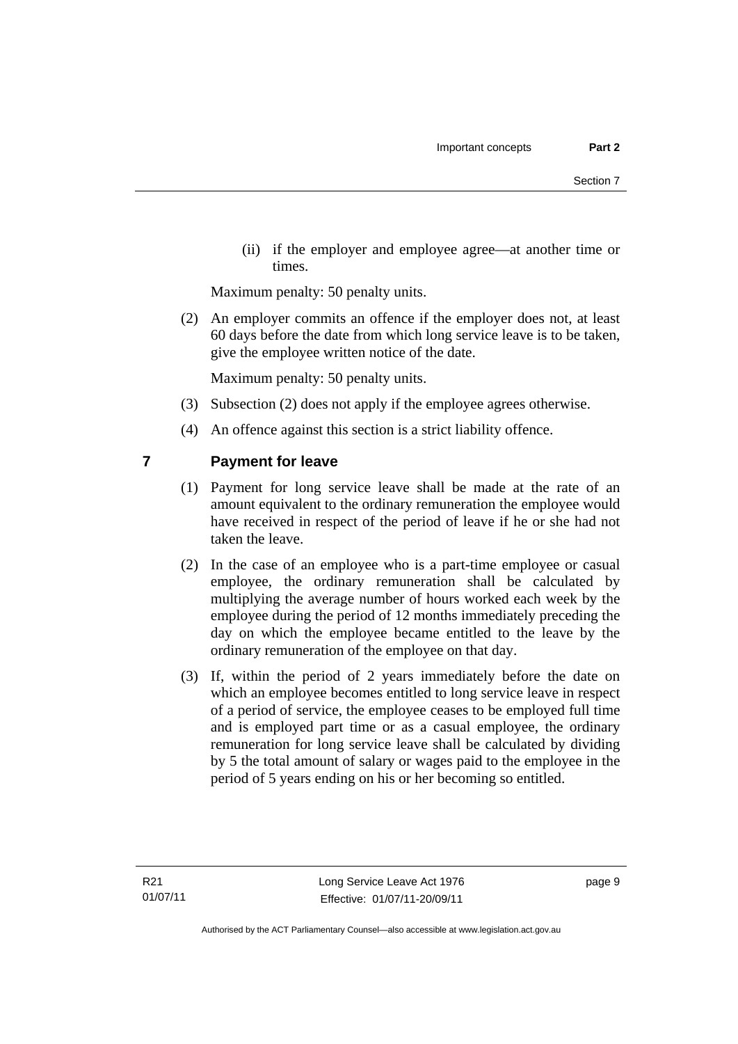(ii) if the employer and employee agree—at another time or times.

Maximum penalty: 50 penalty units.

(2) An employer commits an offence if the employer does not, at least 60 days before the date from which long service leave is to be taken, give the employee written notice of the date.

Maximum penalty: 50 penalty units.

(3) Subsection (2) does not apply if the employee agrees otherwise.

(4) An offence against this section is a strict liability offence.

## 7 Payment for leave

(1) Payment for long service leave shall be made at the rate of an amount equivalent to the ordinary remuneration the employee would have received in respect of the period of leave if he or she had not taken the leave.

(2) In the case of an employee who is a part-time employee or casual employee, the ordinary remuneration shall be calculated by multiplying the average number of hours worked each week by the employee during the period of 12 months immediately preceding the day on which the employee became entitled to the leave by the ordinary remuneration of the employee on that day.

(3) If, within the period of 2 years immediately before the date on which an employee becomes entitled to long service leave in respect of a period of service, the employee ceases to be employed full time and is employed part time or as a casual employee, the ordinary remuneration for long service leave shall be calculated by dividing by 5 the total amount of salary or wages paid to the employee in the period of 5 years ending on his or her becoming so entitled.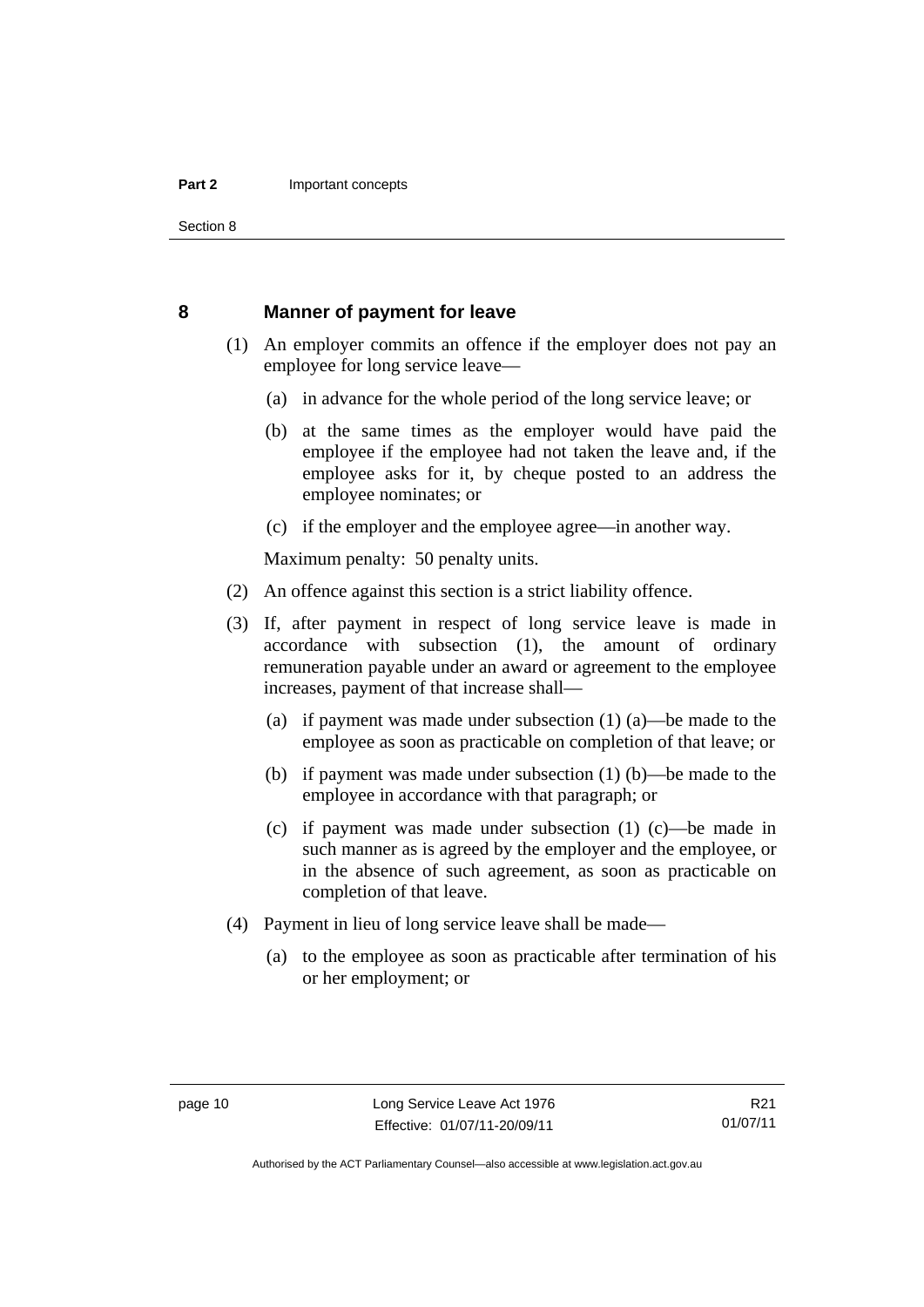## 8 Manner of payment for leave

(1) An employer commits an offence if the employer does not pay an employee for long service leave—

(a) in advance for the whole period of the long service leave; or

(b) at the same times as the employer would have paid the employee if the employee had not taken the leave and, if the employee asks for it, by cheque posted to an address the employee nominates; or

(c) if the employer and the employee agree—in another way.

Maximum penalty: 50 penalty units.

(2) An offence against this section is a strict liability offence.

(3) If, after payment in respect of long service leave is made in accordance with subsection (1), the amount of ordinary remuneration payable under an award or agreement to the employee increases, payment of that increase shall—

(a) if payment was made under subsection (1) (a)—be made to the employee as soon as practicable on completion of that leave; or

(b) if payment was made under subsection (1) (b)—be made to the employee in accordance with that paragraph; or

(c) if payment was made under subsection (1) (c)—be made in such manner as is agreed by the employer and the employee, or in the absence of such agreement, as soon as practicable on completion of that leave.

(4) Payment in lieu of long service leave shall be made—

(a) to the employee as soon as practicable after termination of his or her employment; or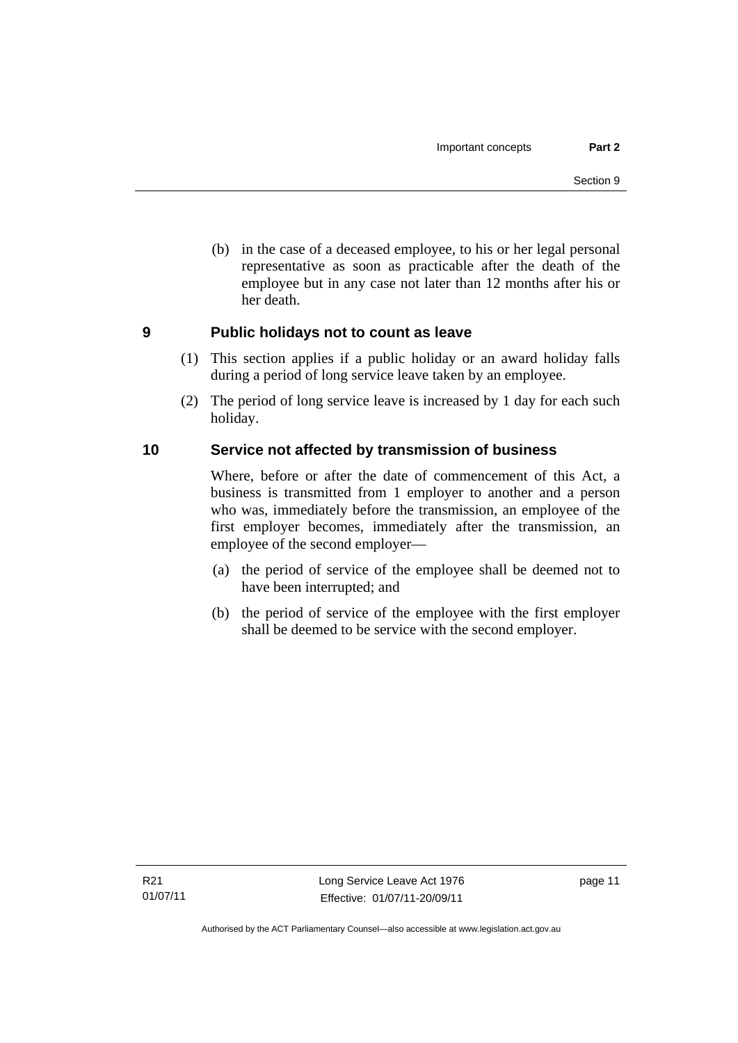(b) in the case of a deceased employee, to his or her legal personal representative as soon as practicable after the death of the employee but in any case not later than 12 months after his or her death.

## 9 Public holidays not to count as leave

(1) This section applies if a public holiday or an award holiday falls during a period of long service leave taken by an employee.

(2) The period of long service leave is increased by 1 day for each such holiday.

## 10 Service not affected by transmission of business

Where, before or after the date of commencement of this Act, a business is transmitted from 1 employer to another and a person who was, immediately before the transmission, an employee of the first employer becomes, immediately after the transmission, an employee of the second employer—

(a) the period of service of the employee shall be deemed not to have been interrupted; and

(b) the period of service of the employee with the first employer shall be deemed to be service with the second employer.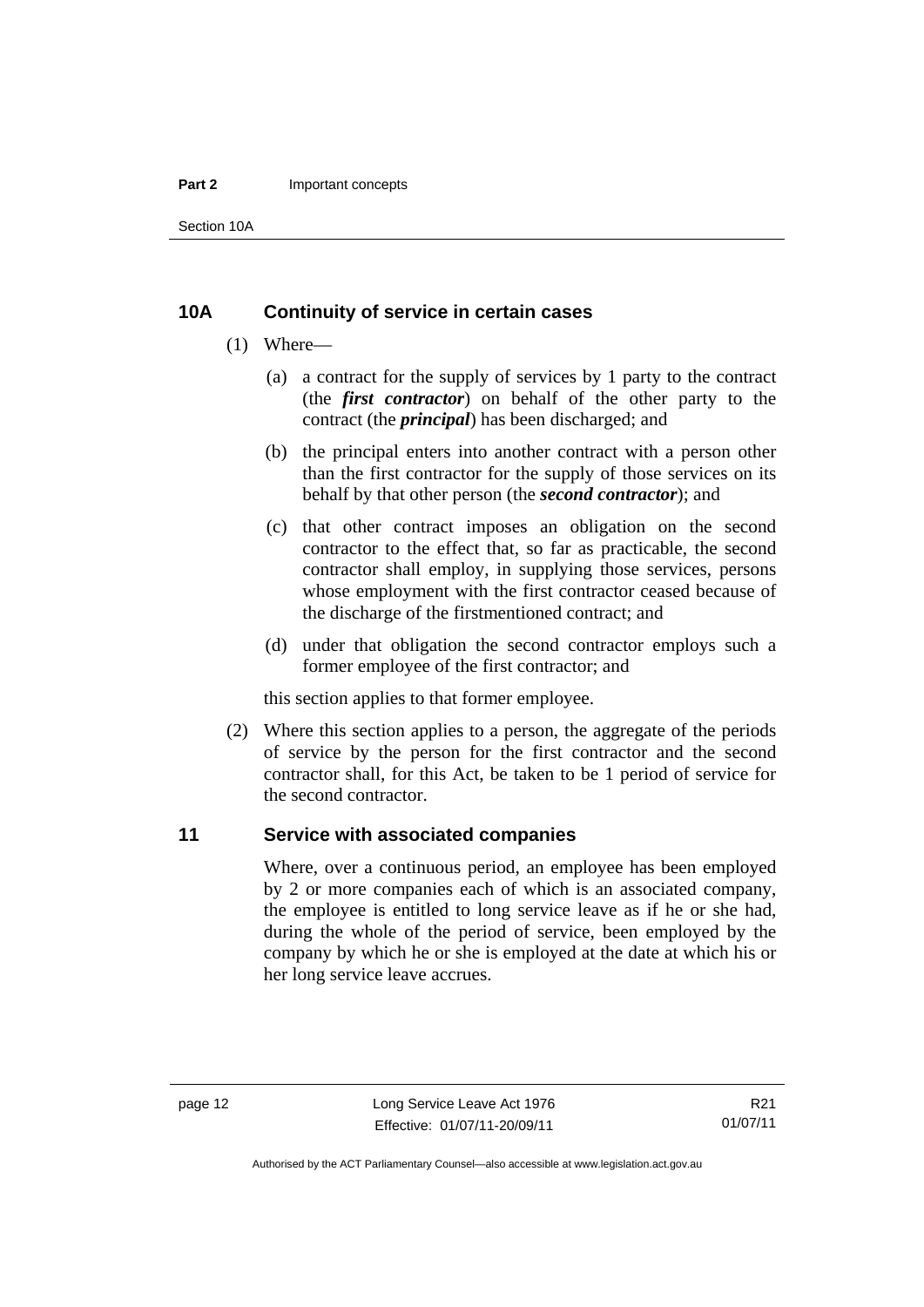## 10A Continuity of service in certain cases

(1) Where—

(a) a contract for the supply of services by 1 party to the contract (the ***first contractor***) on behalf of the other party to the contract (the ***principal***) has been discharged; and

(b) the principal enters into another contract with a person other than the first contractor for the supply of those services on its behalf by that other person (the ***second contractor***); and

(c) that other contract imposes an obligation on the second contractor to the effect that, so far as practicable, the second contractor shall employ, in supplying those services, persons whose employment with the first contractor ceased because of the discharge of the firstmentioned contract; and

(d) under that obligation the second contractor employs such a former employee of the first contractor; and

this section applies to that former employee.

(2) Where this section applies to a person, the aggregate of the periods of service by the person for the first contractor and the second contractor shall, for this Act, be taken to be 1 period of service for the second contractor.

## 11 Service with associated companies

Where, over a continuous period, an employee has been employed by 2 or more companies each of which is an associated company, the employee is entitled to long service leave as if he or she had, during the whole of the period of service, been employed by the company by which he or she is employed at the date at which his or her long service leave accrues.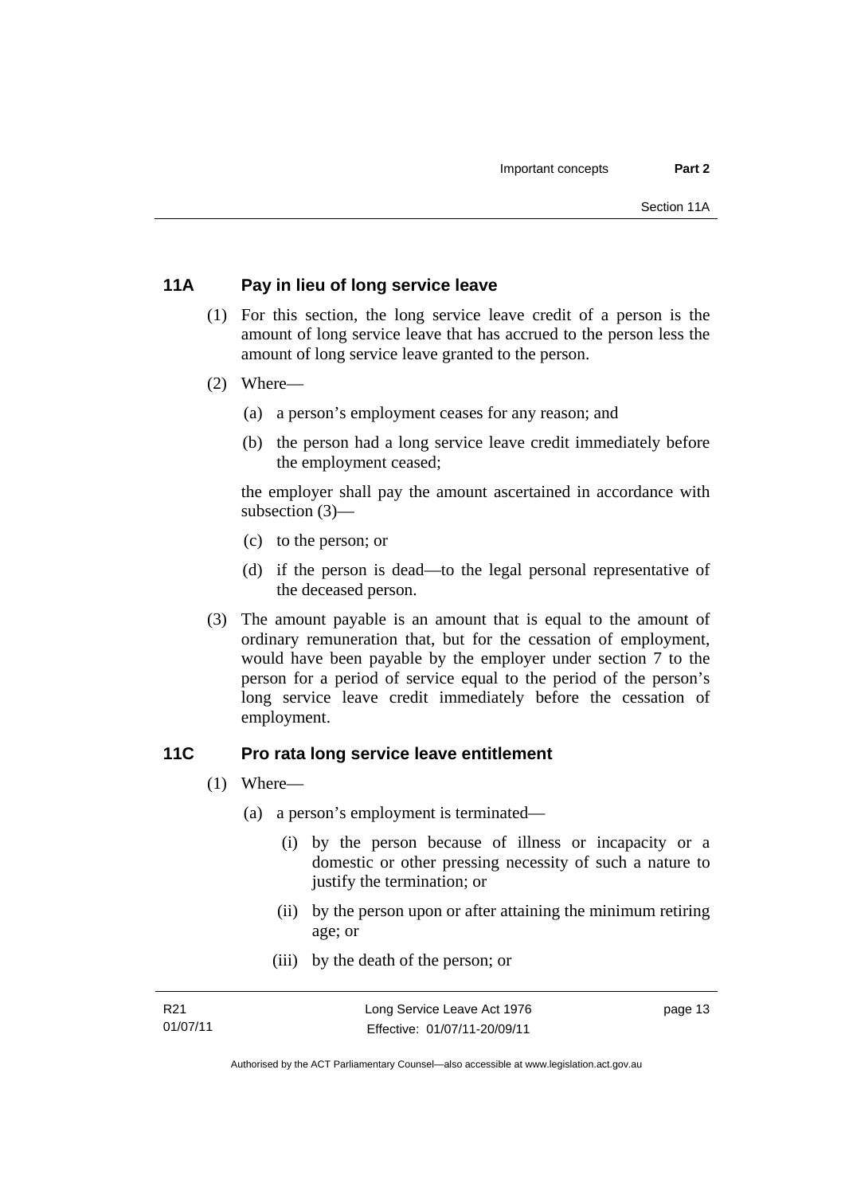## 11A Pay in lieu of long service leave

(1) For this section, the long service leave credit of a person is the amount of long service leave that has accrued to the person less the amount of long service leave granted to the person.

(2) Where—

  (a) a person's employment ceases for any reason; and

  (b) the person had a long service leave credit immediately before the employment ceased;

the employer shall pay the amount ascertained in accordance with subsection (3)—

  (c) to the person; or

  (d) if the person is dead—to the legal personal representative of the deceased person.

(3) The amount payable is an amount that is equal to the amount of ordinary remuneration that, but for the cessation of employment, would have been payable by the employer under section 7 to the person for a period of service equal to the period of the person's long service leave credit immediately before the cessation of employment.

## 11C Pro rata long service leave entitlement

(1) Where—

  (a) a person's employment is terminated—

    (i) by the person because of illness or incapacity or a domestic or other pressing necessity of such a nature to justify the termination; or

    (ii) by the person upon or after attaining the minimum retiring age; or

    (iii) by the death of the person; or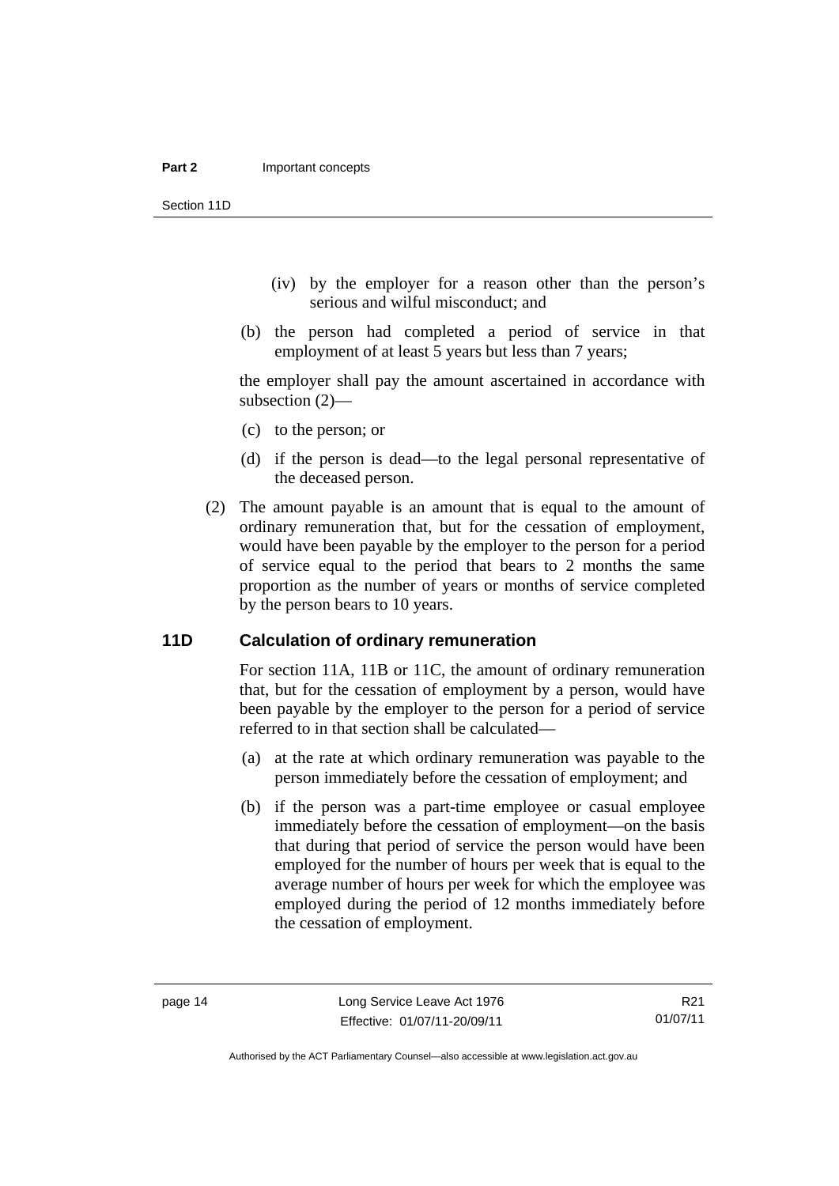(iv) by the employer for a reason other than the person's serious and wilful misconduct; and

(b) the person had completed a period of service in that employment of at least 5 years but less than 7 years;

the employer shall pay the amount ascertained in accordance with subsection (2)—

(c) to the person; or

(d) if the person is dead—to the legal personal representative of the deceased person.

(2) The amount payable is an amount that is equal to the amount of ordinary remuneration that, but for the cessation of employment, would have been payable by the employer to the person for a period of service equal to the period that bears to 2 months the same proportion as the number of years or months of service completed by the person bears to 10 years.

### 11D Calculation of ordinary remuneration

For section 11A, 11B or 11C, the amount of ordinary remuneration that, but for the cessation of employment by a person, would have been payable by the employer to the person for a period of service referred to in that section shall be calculated—

(a) at the rate at which ordinary remuneration was payable to the person immediately before the cessation of employment; and

(b) if the person was a part-time employee or casual employee immediately before the cessation of employment—on the basis that during that period of service the person would have been employed for the number of hours per week that is equal to the average number of hours per week for which the employee was employed during the period of 12 months immediately before the cessation of employment.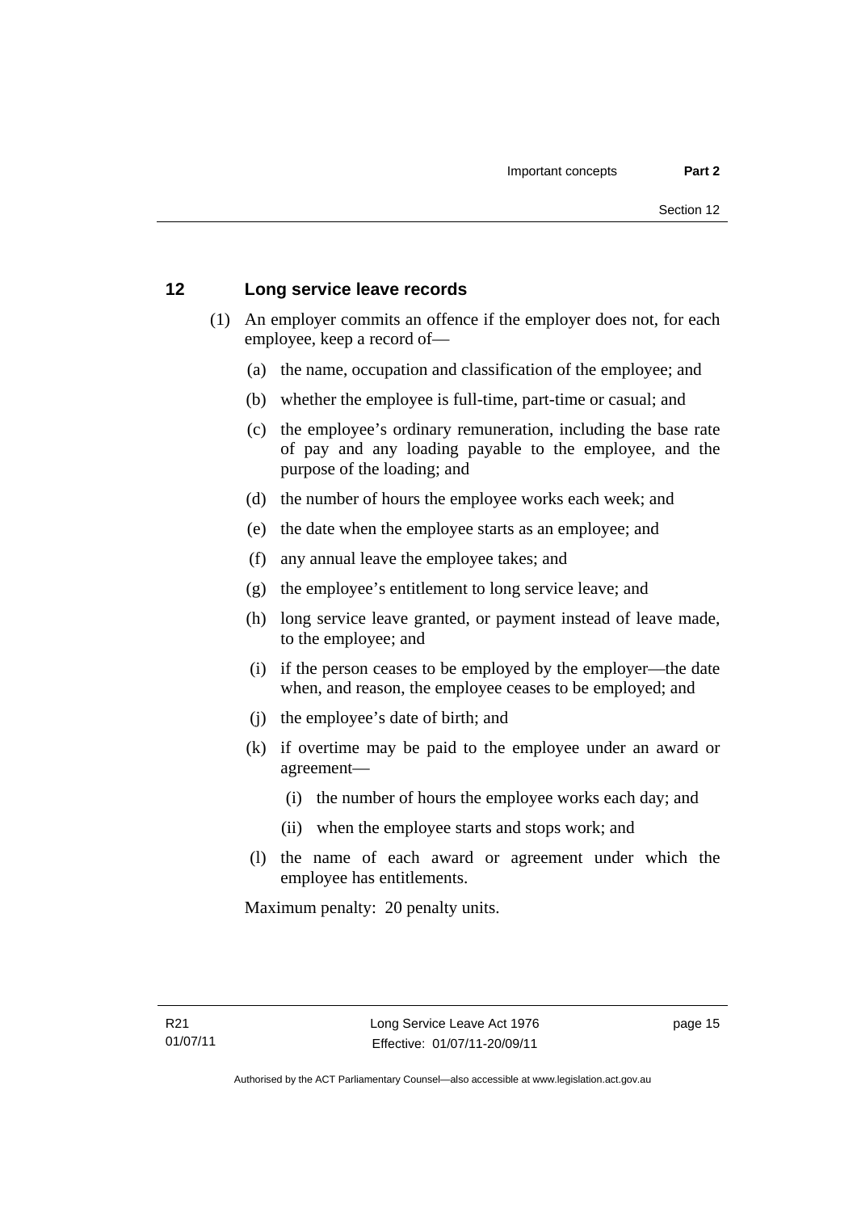## 12 Long service leave records

(1) An employer commits an offence if the employer does not, for each employee, keep a record of—

(a) the name, occupation and classification of the employee; and

(b) whether the employee is full-time, part-time or casual; and

(c) the employee's ordinary remuneration, including the base rate of pay and any loading payable to the employee, and the purpose of the loading; and

(d) the number of hours the employee works each week; and

(e) the date when the employee starts as an employee; and

(f) any annual leave the employee takes; and

(g) the employee's entitlement to long service leave; and

(h) long service leave granted, or payment instead of leave made, to the employee; and

(i) if the person ceases to be employed by the employer—the date when, and reason, the employee ceases to be employed; and

(j) the employee's date of birth; and

(k) if overtime may be paid to the employee under an award or agreement—

(i) the number of hours the employee works each day; and

(ii) when the employee starts and stops work; and

(l) the name of each award or agreement under which the employee has entitlements.

Maximum penalty: 20 penalty units.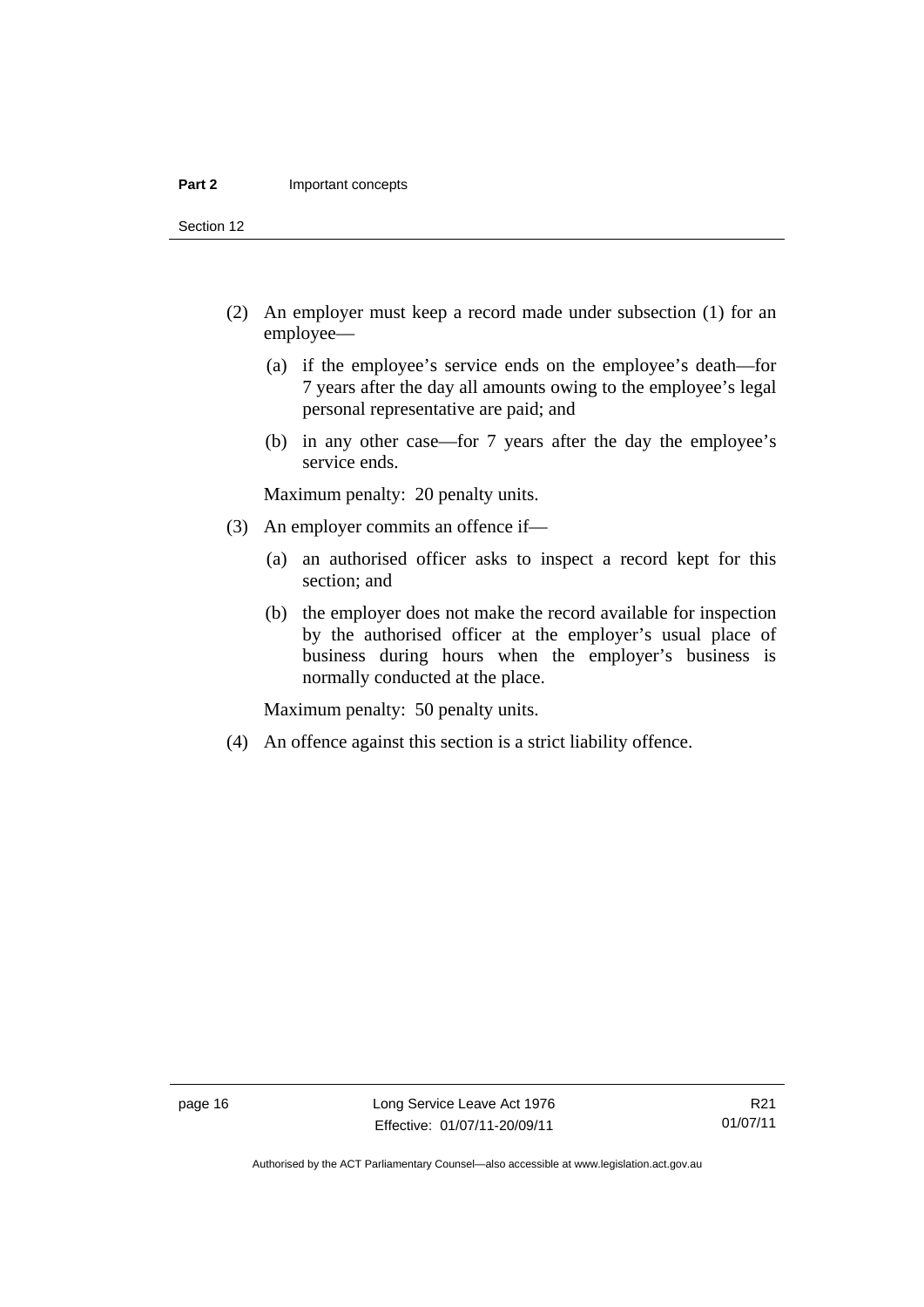(2) An employer must keep a record made under subsection (1) for an employee—

(a) if the employee's service ends on the employee's death—for 7 years after the day all amounts owing to the employee's legal personal representative are paid; and

(b) in any other case—for 7 years after the day the employee's service ends.

Maximum penalty: 20 penalty units.

(3) An employer commits an offence if—

(a) an authorised officer asks to inspect a record kept for this section; and

(b) the employer does not make the record available for inspection by the authorised officer at the employer's usual place of business during hours when the employer's business is normally conducted at the place.

Maximum penalty: 50 penalty units.

(4) An offence against this section is a strict liability offence.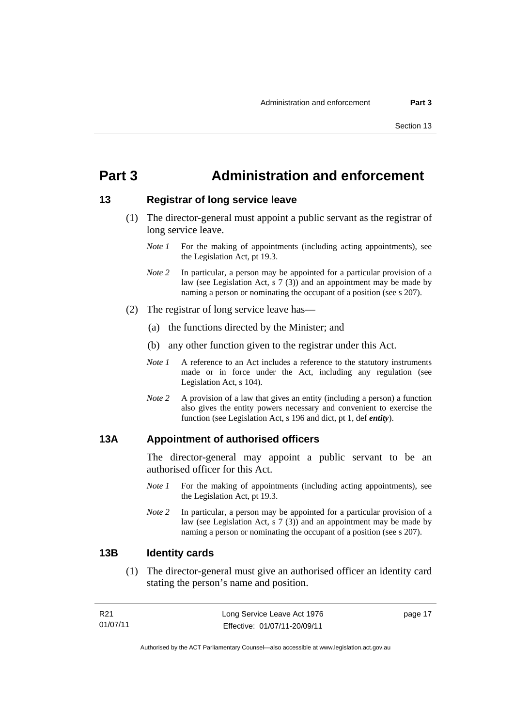# Part 3 Administration and enforcement

## 13 Registrar of long service leave

(1) The director-general must appoint a public servant as the registrar of long service leave.

*Note 1* For the making of appointments (including acting appointments), see the Legislation Act, pt 19.3.

*Note 2* In particular, a person may be appointed for a particular provision of a law (see Legislation Act, s 7 (3)) and an appointment may be made by naming a person or nominating the occupant of a position (see s 207).

(2) The registrar of long service leave has—

(a) the functions directed by the Minister; and

(b) any other function given to the registrar under this Act.

*Note 1* A reference to an Act includes a reference to the statutory instruments made or in force under the Act, including any regulation (see Legislation Act, s 104).

*Note 2* A provision of a law that gives an entity (including a person) a function also gives the entity powers necessary and convenient to exercise the function (see Legislation Act, s 196 and dict, pt 1, def ***entity***).

## 13A Appointment of authorised officers

The director-general may appoint a public servant to be an authorised officer for this Act.

*Note 1* For the making of appointments (including acting appointments), see the Legislation Act, pt 19.3.

*Note 2* In particular, a person may be appointed for a particular provision of a law (see Legislation Act, s 7 (3)) and an appointment may be made by naming a person or nominating the occupant of a position (see s 207).

## 13B Identity cards

(1) The director-general must give an authorised officer an identity card stating the person's name and position.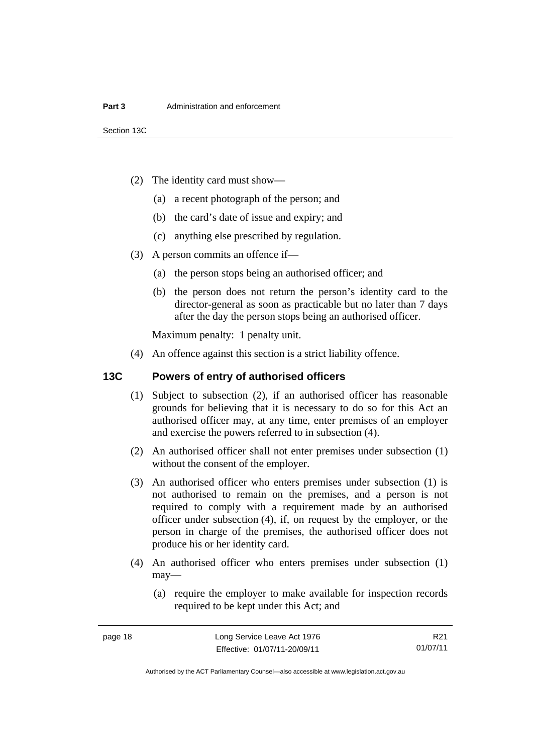(2) The identity card must show—

(a) a recent photograph of the person; and

(b) the card's date of issue and expiry; and

(c) anything else prescribed by regulation.

(3) A person commits an offence if—

(a) the person stops being an authorised officer; and

(b) the person does not return the person's identity card to the director-general as soon as practicable but no later than 7 days after the day the person stops being an authorised officer.

Maximum penalty: 1 penalty unit.

(4) An offence against this section is a strict liability offence.

## 13C Powers of entry of authorised officers

(1) Subject to subsection (2), if an authorised officer has reasonable grounds for believing that it is necessary to do so for this Act an authorised officer may, at any time, enter premises of an employer and exercise the powers referred to in subsection (4).

(2) An authorised officer shall not enter premises under subsection (1) without the consent of the employer.

(3) An authorised officer who enters premises under subsection (1) is not authorised to remain on the premises, and a person is not required to comply with a requirement made by an authorised officer under subsection (4), if, on request by the employer, or the person in charge of the premises, the authorised officer does not produce his or her identity card.

(4) An authorised officer who enters premises under subsection (1) may—

(a) require the employer to make available for inspection records required to be kept under this Act; and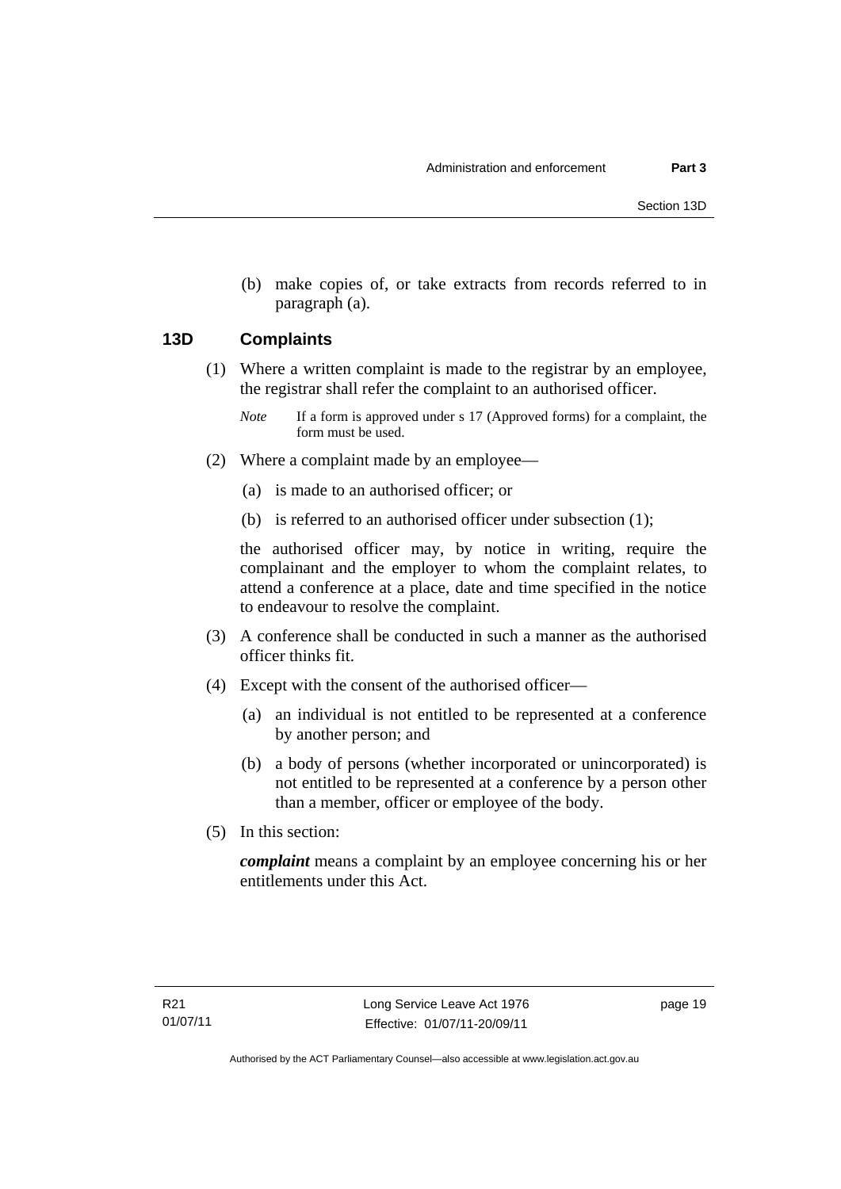(b) make copies of, or take extracts from records referred to in paragraph (a).

## 13D Complaints

(1) Where a written complaint is made to the registrar by an employee, the registrar shall refer the complaint to an authorised officer.

*Note* If a form is approved under s 17 (Approved forms) for a complaint, the form must be used.

(2) Where a complaint made by an employee—

(a) is made to an authorised officer; or

(b) is referred to an authorised officer under subsection (1);

the authorised officer may, by notice in writing, require the complainant and the employer to whom the complaint relates, to attend a conference at a place, date and time specified in the notice to endeavour to resolve the complaint.

(3) A conference shall be conducted in such a manner as the authorised officer thinks fit.

(4) Except with the consent of the authorised officer—

(a) an individual is not entitled to be represented at a conference by another person; and

(b) a body of persons (whether incorporated or unincorporated) is not entitled to be represented at a conference by a person other than a member, officer or employee of the body.

(5) In this section:

***complaint*** means a complaint by an employee concerning his or her entitlements under this Act.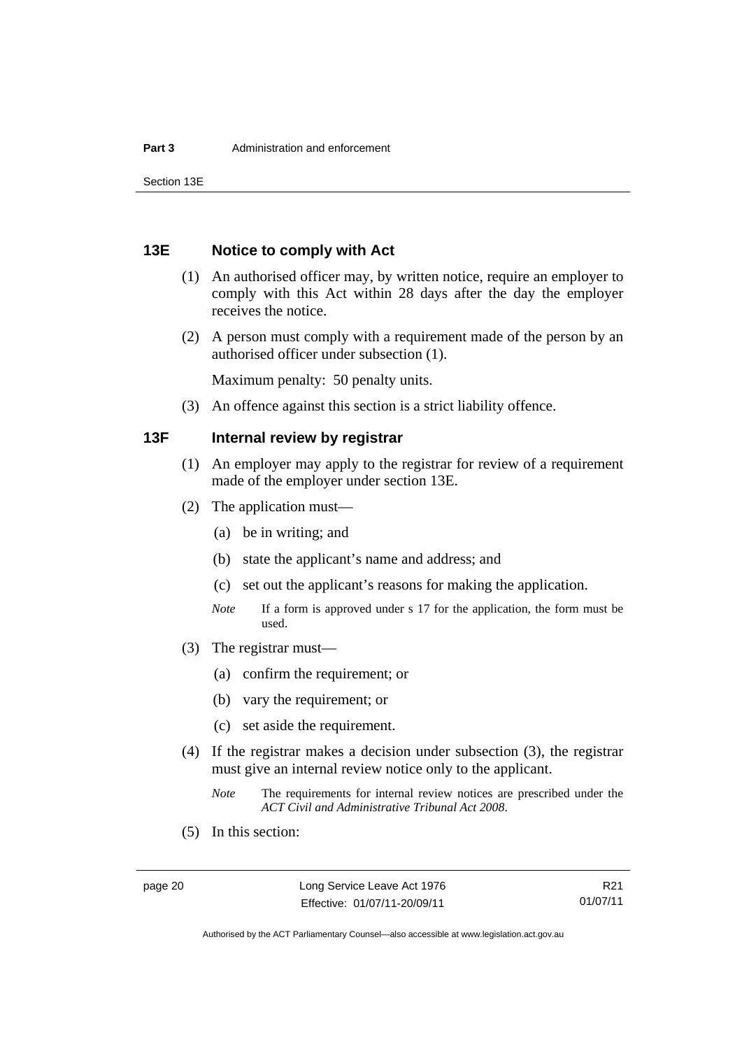## 13E Notice to comply with Act

(1) An authorised officer may, by written notice, require an employer to comply with this Act within 28 days after the day the employer receives the notice.

(2) A person must comply with a requirement made of the person by an authorised officer under subsection (1).

Maximum penalty: 50 penalty units.

(3) An offence against this section is a strict liability offence.

## 13F Internal review by registrar

(1) An employer may apply to the registrar for review of a requirement made of the employer under section 13E.

(2) The application must—

(a) be in writing; and

(b) state the applicant's name and address; and

(c) set out the applicant's reasons for making the application.

*Note* If a form is approved under s 17 for the application, the form must be used.

(3) The registrar must—

(a) confirm the requirement; or

(b) vary the requirement; or

(c) set aside the requirement.

(4) If the registrar makes a decision under subsection (3), the registrar must give an internal review notice only to the applicant.

*Note* The requirements for internal review notices are prescribed under the *ACT Civil and Administrative Tribunal Act 2008*.

(5) In this section: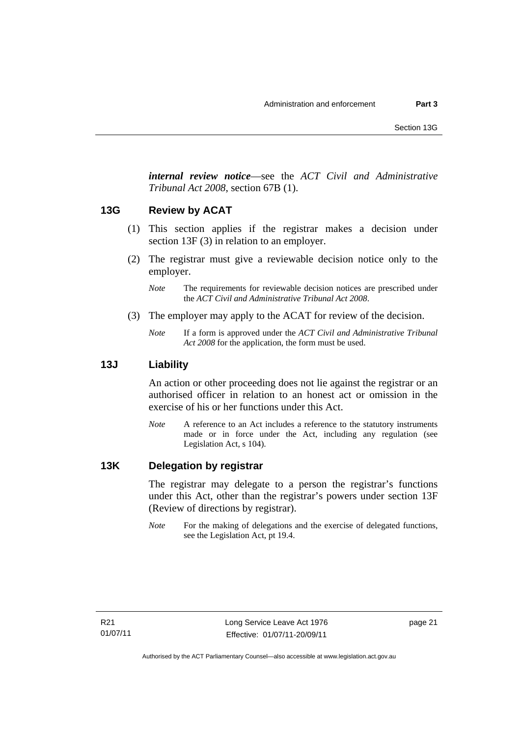***internal review notice***—see the *ACT Civil and Administrative Tribunal Act 2008*, section 67B (1).

### 13G Review by ACAT

(1) This section applies if the registrar makes a decision under section 13F (3) in relation to an employer.

(2) The registrar must give a reviewable decision notice only to the employer.

*Note* The requirements for reviewable decision notices are prescribed under the *ACT Civil and Administrative Tribunal Act 2008*.

(3) The employer may apply to the ACAT for review of the decision.

*Note* If a form is approved under the *ACT Civil and Administrative Tribunal Act 2008* for the application, the form must be used.

### 13J Liability

An action or other proceeding does not lie against the registrar or an authorised officer in relation to an honest act or omission in the exercise of his or her functions under this Act.

*Note* A reference to an Act includes a reference to the statutory instruments made or in force under the Act, including any regulation (see Legislation Act, s 104).

### 13K Delegation by registrar

The registrar may delegate to a person the registrar's functions under this Act, other than the registrar's powers under section 13F (Review of directions by registrar).

*Note* For the making of delegations and the exercise of delegated functions, see the Legislation Act, pt 19.4.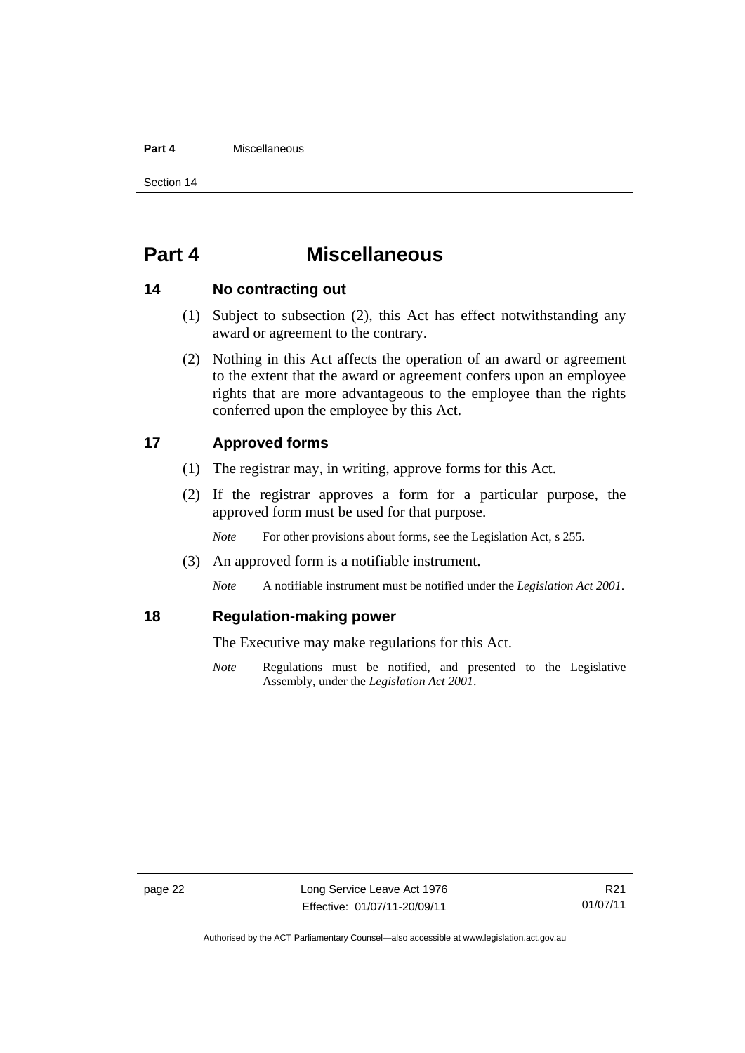# Part 4 Miscellaneous

## 14 No contracting out

(1) Subject to subsection (2), this Act has effect notwithstanding any award or agreement to the contrary.

(2) Nothing in this Act affects the operation of an award or agreement to the extent that the award or agreement confers upon an employee rights that are more advantageous to the employee than the rights conferred upon the employee by this Act.

## 17 Approved forms

(1) The registrar may, in writing, approve forms for this Act.

(2) If the registrar approves a form for a particular purpose, the approved form must be used for that purpose.

*Note* For other provisions about forms, see the Legislation Act, s 255.

(3) An approved form is a notifiable instrument.

*Note* A notifiable instrument must be notified under the *Legislation Act 2001*.

## 18 Regulation-making power

The Executive may make regulations for this Act.

*Note* Regulations must be notified, and presented to the Legislative Assembly, under the *Legislation Act 2001*.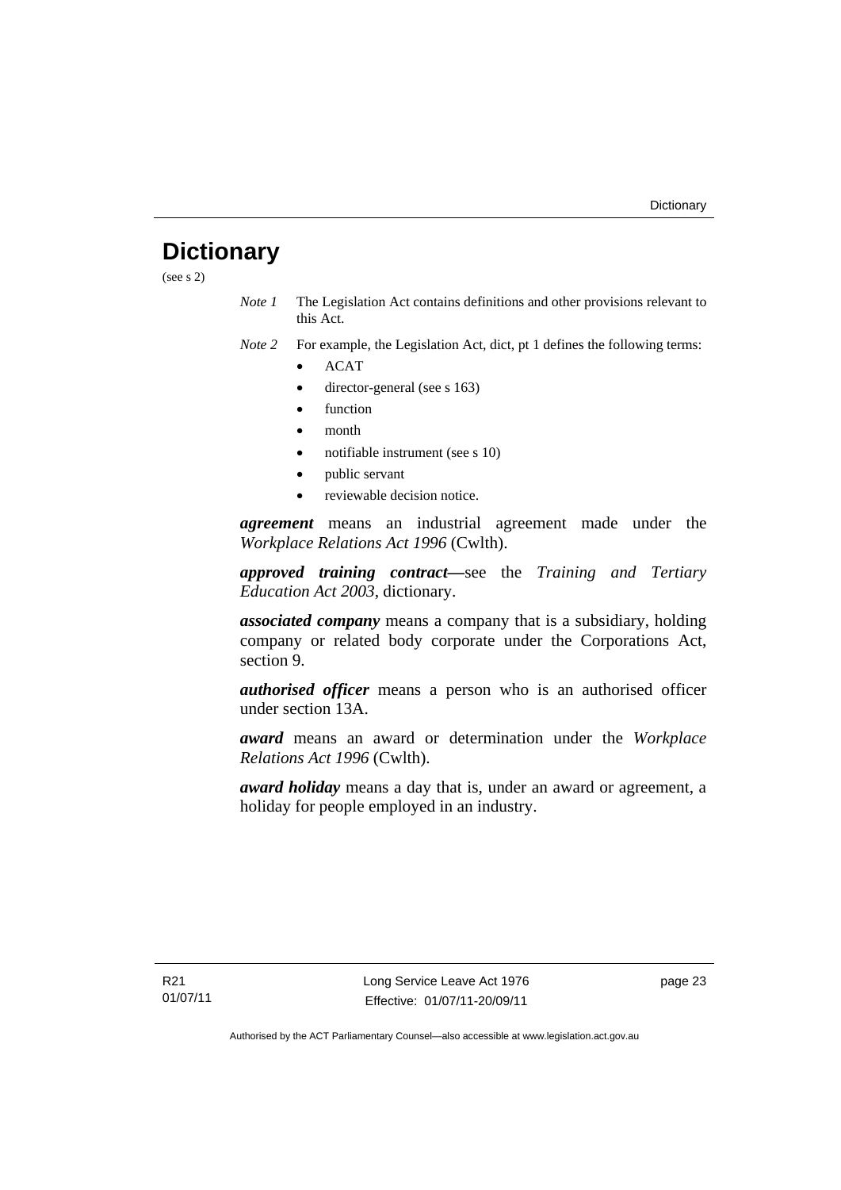# Dictionary

(see s 2)

*Note 1* The Legislation Act contains definitions and other provisions relevant to this Act.

*Note 2* For example, the Legislation Act, dict, pt 1 defines the following terms:

- ACAT
- director-general (see s 163)
- function
- month
- notifiable instrument (see s 10)
- public servant
- reviewable decision notice.

***agreement*** means an industrial agreement made under the *Workplace Relations Act 1996* (Cwlth).

***approved training contract***—see the *Training and Tertiary Education Act 2003*, dictionary.

***associated company*** means a company that is a subsidiary, holding company or related body corporate under the Corporations Act, section 9.

***authorised officer*** means a person who is an authorised officer under section 13A.

***award*** means an award or determination under the *Workplace Relations Act 1996* (Cwlth).

***award holiday*** means a day that is, under an award or agreement, a holiday for people employed in an industry.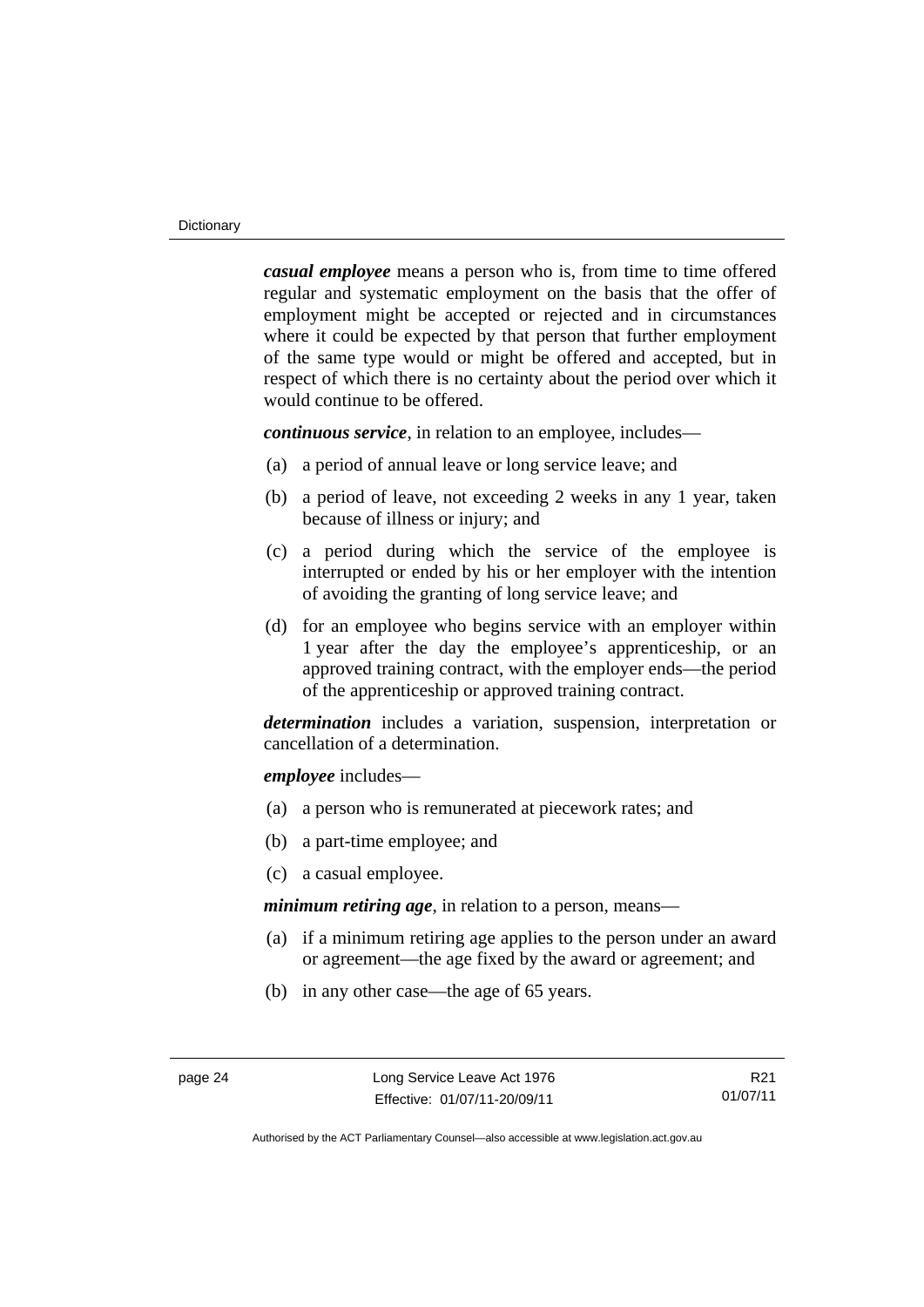***casual employee*** means a person who is, from time to time offered regular and systematic employment on the basis that the offer of employment might be accepted or rejected and in circumstances where it could be expected by that person that further employment of the same type would or might be offered and accepted, but in respect of which there is no certainty about the period over which it would continue to be offered.

***continuous service***, in relation to an employee, includes—

(a) a period of annual leave or long service leave; and

(b) a period of leave, not exceeding 2 weeks in any 1 year, taken because of illness or injury; and

(c) a period during which the service of the employee is interrupted or ended by his or her employer with the intention of avoiding the granting of long service leave; and

(d) for an employee who begins service with an employer within 1 year after the day the employee's apprenticeship, or an approved training contract, with the employer ends—the period of the apprenticeship or approved training contract.

***determination*** includes a variation, suspension, interpretation or cancellation of a determination.

***employee*** includes—

(a) a person who is remunerated at piecework rates; and

(b) a part-time employee; and

(c) a casual employee.

***minimum retiring age***, in relation to a person, means—

(a) if a minimum retiring age applies to the person under an award or agreement—the age fixed by the award or agreement; and

(b) in any other case—the age of 65 years.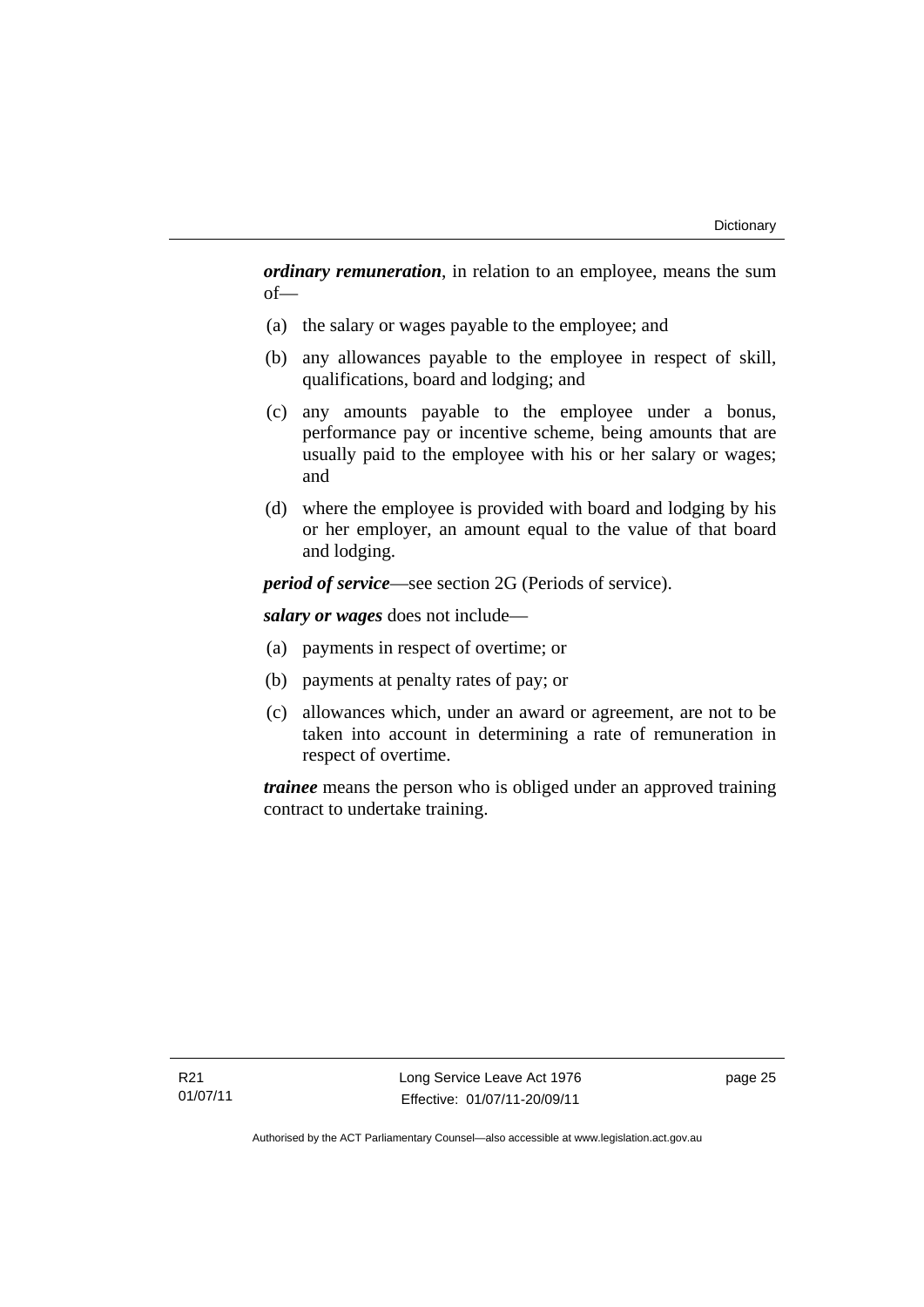***ordinary remuneration***, in relation to an employee, means the sum of—

(a) the salary or wages payable to the employee; and

(b) any allowances payable to the employee in respect of skill, qualifications, board and lodging; and

(c) any amounts payable to the employee under a bonus, performance pay or incentive scheme, being amounts that are usually paid to the employee with his or her salary or wages; and

(d) where the employee is provided with board and lodging by his or her employer, an amount equal to the value of that board and lodging.

***period of service***—see section 2G (Periods of service).

***salary or wages*** does not include—

(a) payments in respect of overtime; or

(b) payments at penalty rates of pay; or

(c) allowances which, under an award or agreement, are not to be taken into account in determining a rate of remuneration in respect of overtime.

***trainee*** means the person who is obliged under an approved training contract to undertake training.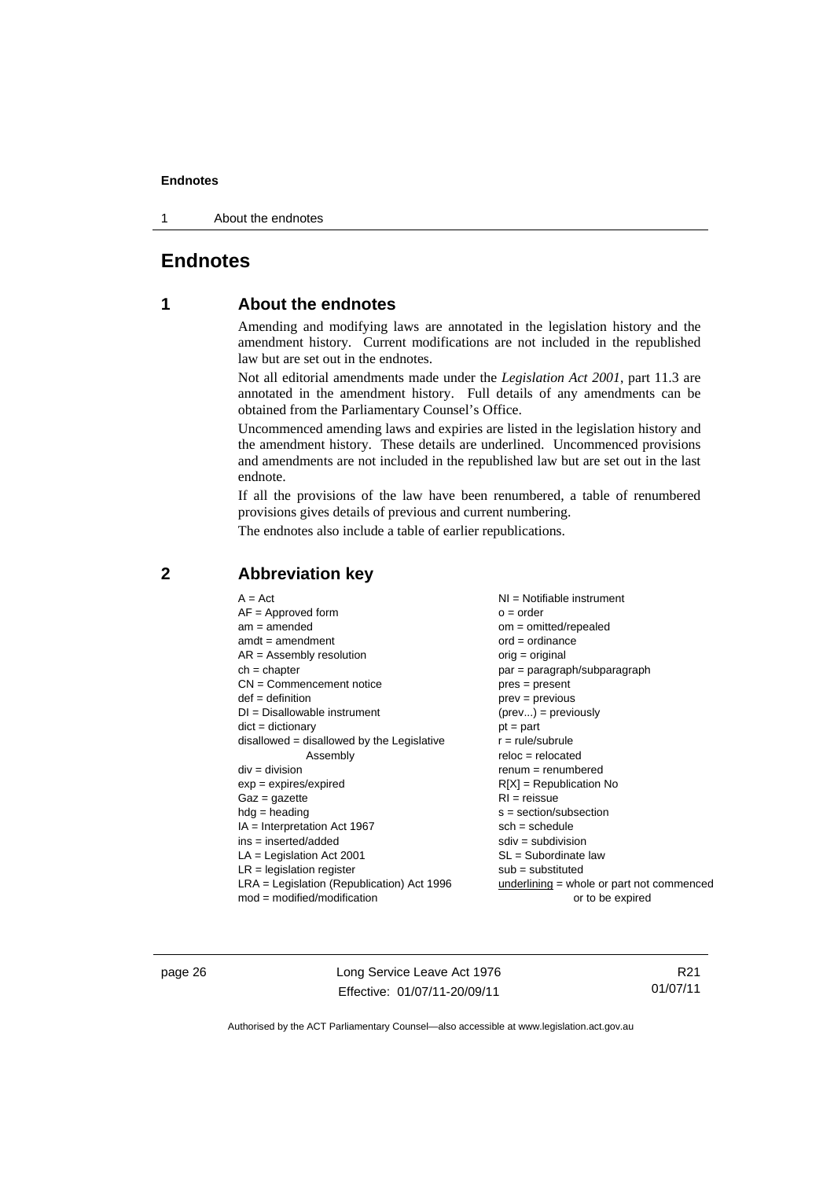# Endnotes

## 1 About the endnotes

Amending and modifying laws are annotated in the legislation history and the amendment history. Current modifications are not included in the republished law but are set out in the endnotes.

Not all editorial amendments made under the *Legislation Act 2001*, part 11.3 are annotated in the amendment history. Full details of any amendments can be obtained from the Parliamentary Counsel's Office.

Uncommenced amending laws and expiries are listed in the legislation history and the amendment history. These details are underlined. Uncommenced provisions and amendments are not included in the republished law but are set out in the last endnote.

If all the provisions of the law have been renumbered, a table of renumbered provisions gives details of previous and current numbering.

The endnotes also include a table of earlier republications.

## 2 Abbreviation key

A = Act
AF = Approved form
am = amended
amdt = amendment
AR = Assembly resolution
ch = chapter
CN = Commencement notice
def = definition
DI = Disallowable instrument
dict = dictionary
disallowed = disallowed by the Legislative Assembly
div = division
exp = expires/expired
Gaz = gazette
hdg = heading
IA = Interpretation Act 1967
ins = inserted/added
LA = Legislation Act 2001
LR = legislation register
LRA = Legislation (Republication) Act 1996
mod = modified/modification
NI = Notifiable instrument
o = order
om = omitted/repealed
ord = ordinance
orig = original
par = paragraph/subparagraph
pres = present
prev = previous
(prev...) = previously
pt = part
r = rule/subrule
reloc = relocated
renum = renumbered
R[X] = Republication No
RI = reissue
s = section/subsection
sch = schedule
sdiv = subdivision
SL = Subordinate law
sub = substituted
underlining = whole or part not commenced or to be expired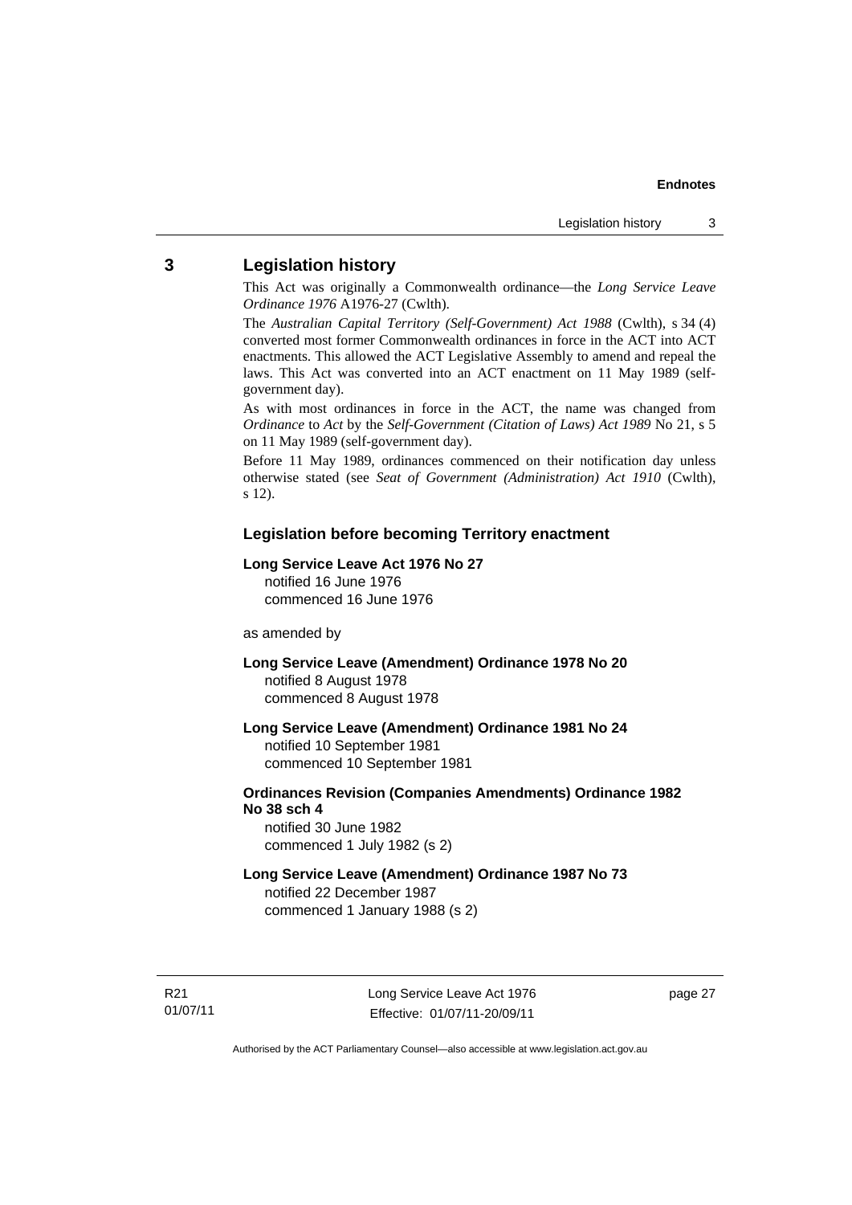## 3 Legislation history

This Act was originally a Commonwealth ordinance—the *Long Service Leave Ordinance 1976* A1976-27 (Cwlth).

The *Australian Capital Territory (Self-Government) Act 1988* (Cwlth), s 34 (4) converted most former Commonwealth ordinances in force in the ACT into ACT enactments. This allowed the ACT Legislative Assembly to amend and repeal the laws. This Act was converted into an ACT enactment on 11 May 1989 (self-government day).

As with most ordinances in force in the ACT, the name was changed from *Ordinance* to *Act* by the *Self-Government (Citation of Laws) Act 1989* No 21, s 5 on 11 May 1989 (self-government day).

Before 11 May 1989, ordinances commenced on their notification day unless otherwise stated (see *Seat of Government (Administration) Act 1910* (Cwlth), s 12).

### Legislation before becoming Territory enactment

**Long Service Leave Act 1976 No 27**
notified 16 June 1976
commenced 16 June 1976

as amended by

**Long Service Leave (Amendment) Ordinance 1978 No 20**
notified 8 August 1978
commenced 8 August 1978

**Long Service Leave (Amendment) Ordinance 1981 No 24**
notified 10 September 1981
commenced 10 September 1981

**Ordinances Revision (Companies Amendments) Ordinance 1982 No 38 sch 4**
notified 30 June 1982
commenced 1 July 1982 (s 2)

**Long Service Leave (Amendment) Ordinance 1987 No 73**
notified 22 December 1987
commenced 1 January 1988 (s 2)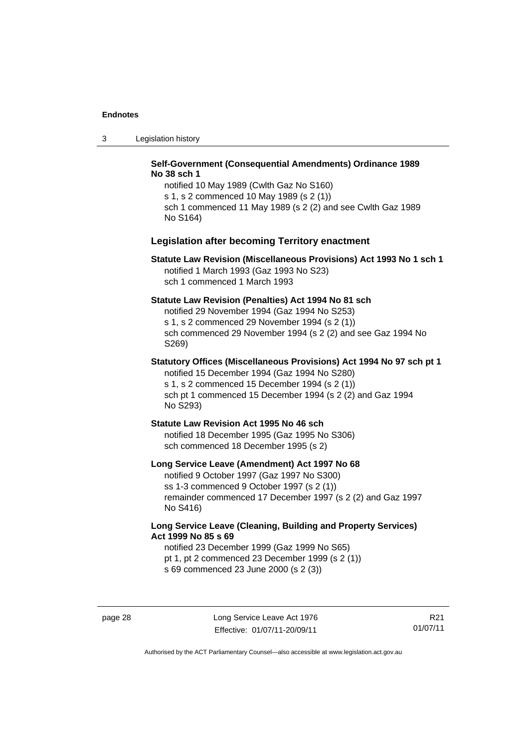**Self-Government (Consequential Amendments) Ordinance 1989 No 38 sch 1**

notified 10 May 1989 (Cwlth Gaz No S160)
s 1, s 2 commenced 10 May 1989 (s 2 (1))
sch 1 commenced 11 May 1989 (s 2 (2) and see Cwlth Gaz 1989 No S164)

## Legislation after becoming Territory enactment

**Statute Law Revision (Miscellaneous Provisions) Act 1993 No 1 sch 1**

notified 1 March 1993 (Gaz 1993 No S23)
sch 1 commenced 1 March 1993

**Statute Law Revision (Penalties) Act 1994 No 81 sch**

notified 29 November 1994 (Gaz 1994 No S253)
s 1, s 2 commenced 29 November 1994 (s 2 (1))
sch commenced 29 November 1994 (s 2 (2) and see Gaz 1994 No S269)

**Statutory Offices (Miscellaneous Provisions) Act 1994 No 97 sch pt 1**

notified 15 December 1994 (Gaz 1994 No S280)
s 1, s 2 commenced 15 December 1994 (s 2 (1))
sch pt 1 commenced 15 December 1994 (s 2 (2) and Gaz 1994 No S293)

**Statute Law Revision Act 1995 No 46 sch**

notified 18 December 1995 (Gaz 1995 No S306)
sch commenced 18 December 1995 (s 2)

**Long Service Leave (Amendment) Act 1997 No 68**

notified 9 October 1997 (Gaz 1997 No S300)
ss 1-3 commenced 9 October 1997 (s 2 (1))
remainder commenced 17 December 1997 (s 2 (2) and Gaz 1997 No S416)

**Long Service Leave (Cleaning, Building and Property Services) Act 1999 No 85 s 69**

notified 23 December 1999 (Gaz 1999 No S65)
pt 1, pt 2 commenced 23 December 1999 (s 2 (1))
s 69 commenced 23 June 2000 (s 2 (3))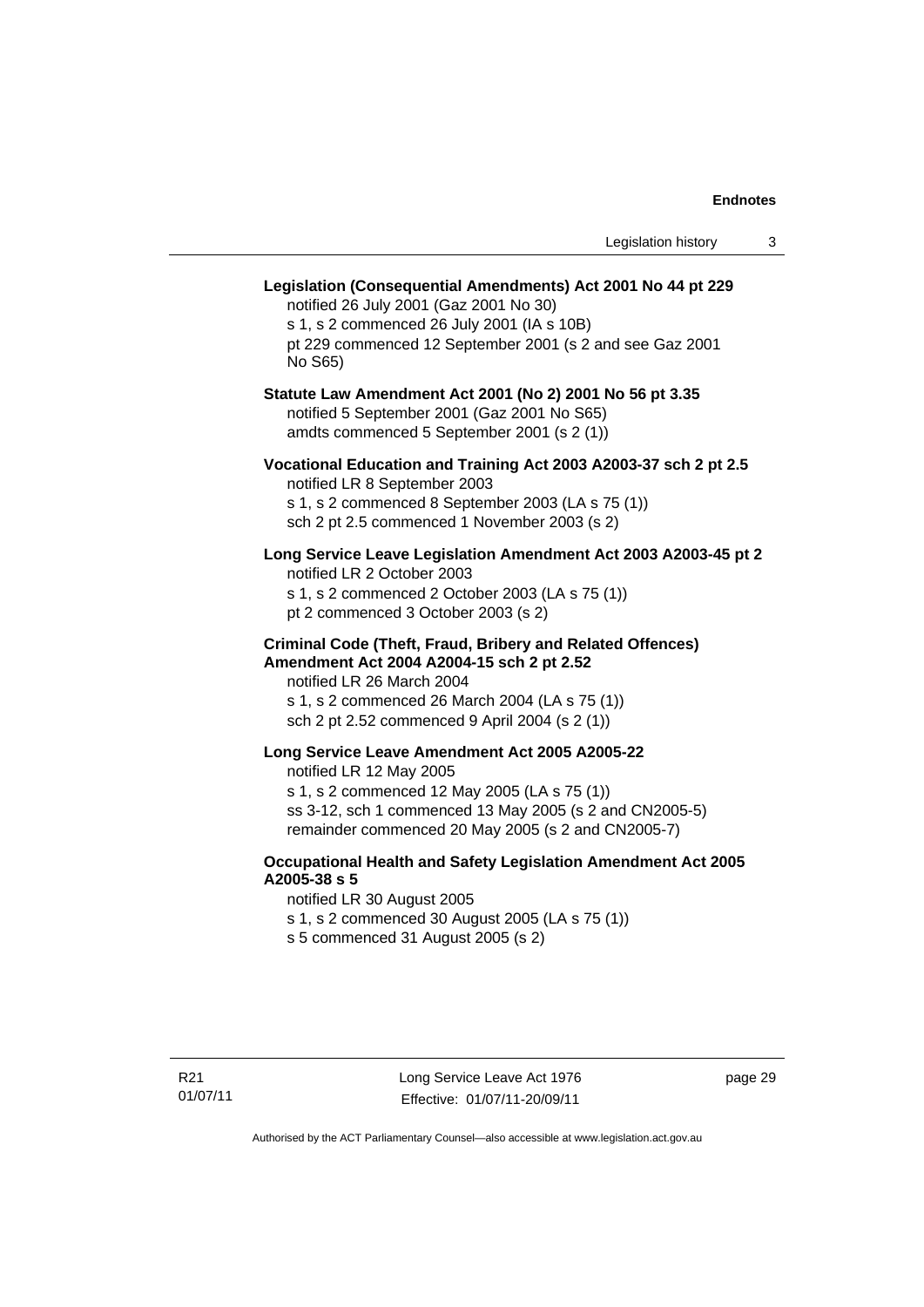**Legislation (Consequential Amendments) Act 2001 No 44 pt 229**
notified 26 July 2001 (Gaz 2001 No 30)
s 1, s 2 commenced 26 July 2001 (IA s 10B)
pt 229 commenced 12 September 2001 (s 2 and see Gaz 2001 No S65)

**Statute Law Amendment Act 2001 (No 2) 2001 No 56 pt 3.35**
notified 5 September 2001 (Gaz 2001 No S65)
amdts commenced 5 September 2001 (s 2 (1))

**Vocational Education and Training Act 2003 A2003-37 sch 2 pt 2.5**
notified LR 8 September 2003
s 1, s 2 commenced 8 September 2003 (LA s 75 (1))
sch 2 pt 2.5 commenced 1 November 2003 (s 2)

**Long Service Leave Legislation Amendment Act 2003 A2003-45 pt 2**
notified LR 2 October 2003
s 1, s 2 commenced 2 October 2003 (LA s 75 (1))
pt 2 commenced 3 October 2003 (s 2)

**Criminal Code (Theft, Fraud, Bribery and Related Offences) Amendment Act 2004 A2004-15 sch 2 pt 2.52**
notified LR 26 March 2004
s 1, s 2 commenced 26 March 2004 (LA s 75 (1))
sch 2 pt 2.52 commenced 9 April 2004 (s 2 (1))

**Long Service Leave Amendment Act 2005 A2005-22**
notified LR 12 May 2005
s 1, s 2 commenced 12 May 2005 (LA s 75 (1))
ss 3-12, sch 1 commenced 13 May 2005 (s 2 and CN2005-5)
remainder commenced 20 May 2005 (s 2 and CN2005-7)

**Occupational Health and Safety Legislation Amendment Act 2005 A2005-38 s 5**
notified LR 30 August 2005
s 1, s 2 commenced 30 August 2005 (LA s 75 (1))
s 5 commenced 31 August 2005 (s 2)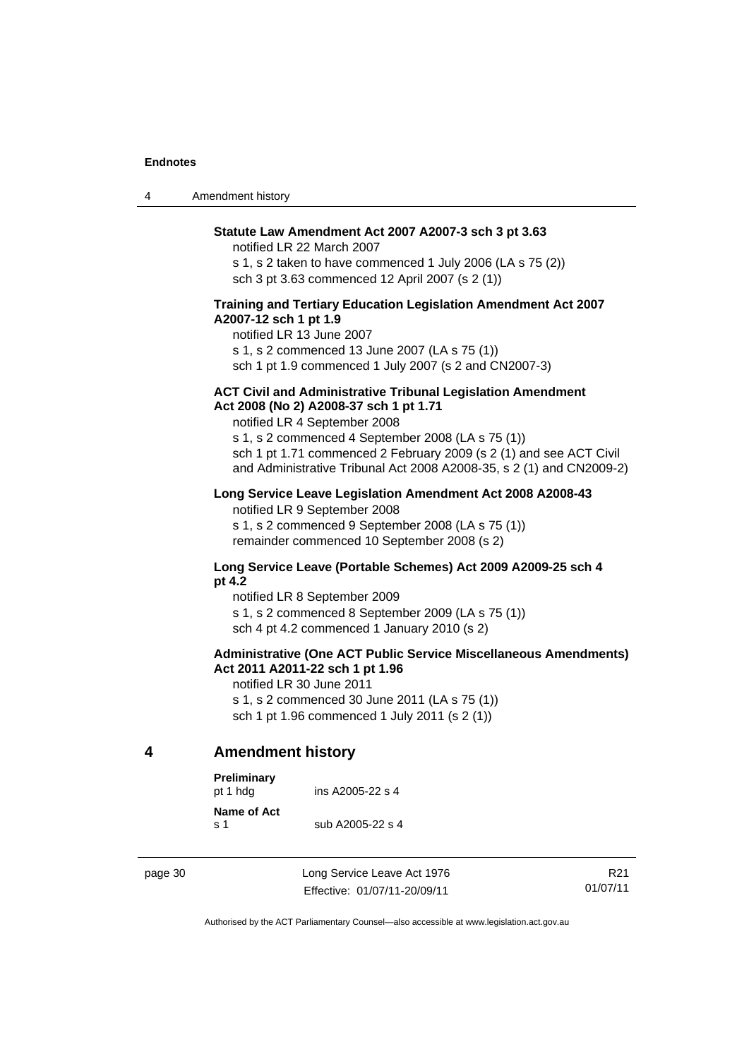**Statute Law Amendment Act 2007 A2007-3 sch 3 pt 3.63**

notified LR 22 March 2007

s 1, s 2 taken to have commenced 1 July 2006 (LA s 75 (2))

sch 3 pt 3.63 commenced 12 April 2007 (s 2 (1))

**Training and Tertiary Education Legislation Amendment Act 2007 A2007-12 sch 1 pt 1.9**

notified LR 13 June 2007

s 1, s 2 commenced 13 June 2007 (LA s 75 (1))

sch 1 pt 1.9 commenced 1 July 2007 (s 2 and CN2007-3)

**ACT Civil and Administrative Tribunal Legislation Amendment Act 2008 (No 2) A2008-37 sch 1 pt 1.71**

notified LR 4 September 2008

s 1, s 2 commenced 4 September 2008 (LA s 75 (1))

sch 1 pt 1.71 commenced 2 February 2009 (s 2 (1) and see ACT Civil and Administrative Tribunal Act 2008 A2008-35, s 2 (1) and CN2009-2)

**Long Service Leave Legislation Amendment Act 2008 A2008-43**

notified LR 9 September 2008

s 1, s 2 commenced 9 September 2008 (LA s 75 (1))

remainder commenced 10 September 2008 (s 2)

**Long Service Leave (Portable Schemes) Act 2009 A2009-25 sch 4 pt 4.2**

notified LR 8 September 2009

s 1, s 2 commenced 8 September 2009 (LA s 75 (1))

sch 4 pt 4.2 commenced 1 January 2010 (s 2)

**Administrative (One ACT Public Service Miscellaneous Amendments) Act 2011 A2011-22 sch 1 pt 1.96**

notified LR 30 June 2011

s 1, s 2 commenced 30 June 2011 (LA s 75 (1))

sch 1 pt 1.96 commenced 1 July 2011 (s 2 (1))

## 4 Amendment history

**Preliminary**
pt 1 hdg — ins A2005-22 s 4

**Name of Act**
s 1 — sub A2005-22 s 4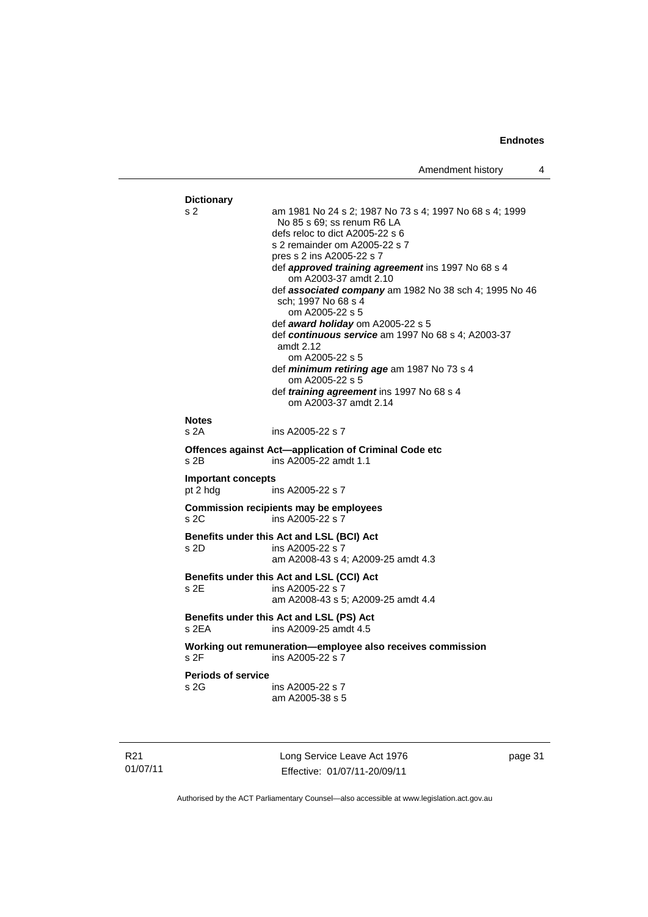**Dictionary**

s 2 — am 1981 No 24 s 2; 1987 No 73 s 4; 1997 No 68 s 4; 1999 No 85 s 69; ss renum R6 LA
defs reloc to dict A2005-22 s 6
s 2 remainder om A2005-22 s 7
pres s 2 ins A2005-22 s 7
def ***approved training agreement*** ins 1997 No 68 s 4
  om A2003-37 amdt 2.10
def ***associated company*** am 1982 No 38 sch 4; 1995 No 46 sch; 1997 No 68 s 4
  om A2005-22 s 5
def ***award holiday*** om A2005-22 s 5
def ***continuous service*** am 1997 No 68 s 4; A2003-37 amdt 2.12
  om A2005-22 s 5
def ***minimum retiring age*** am 1987 No 73 s 4
  om A2005-22 s 5
def ***training agreement*** ins 1997 No 68 s 4
  om A2003-37 amdt 2.14

**Notes**

s 2A — ins A2005-22 s 7

**Offences against Act—application of Criminal Code etc**

s 2B — ins A2005-22 amdt 1.1

**Important concepts**

pt 2 hdg — ins A2005-22 s 7

**Commission recipients may be employees**

s 2C — ins A2005-22 s 7

**Benefits under this Act and LSL (BCI) Act**

s 2D — ins A2005-22 s 7
am A2008-43 s 4; A2009-25 amdt 4.3

**Benefits under this Act and LSL (CCI) Act**

s 2E — ins A2005-22 s 7
am A2008-43 s 5; A2009-25 amdt 4.4

**Benefits under this Act and LSL (PS) Act**

s 2EA — ins A2009-25 amdt 4.5

**Working out remuneration—employee also receives commission**

s 2F — ins A2005-22 s 7

**Periods of service**

s 2G — ins A2005-22 s 7
am A2005-38 s 5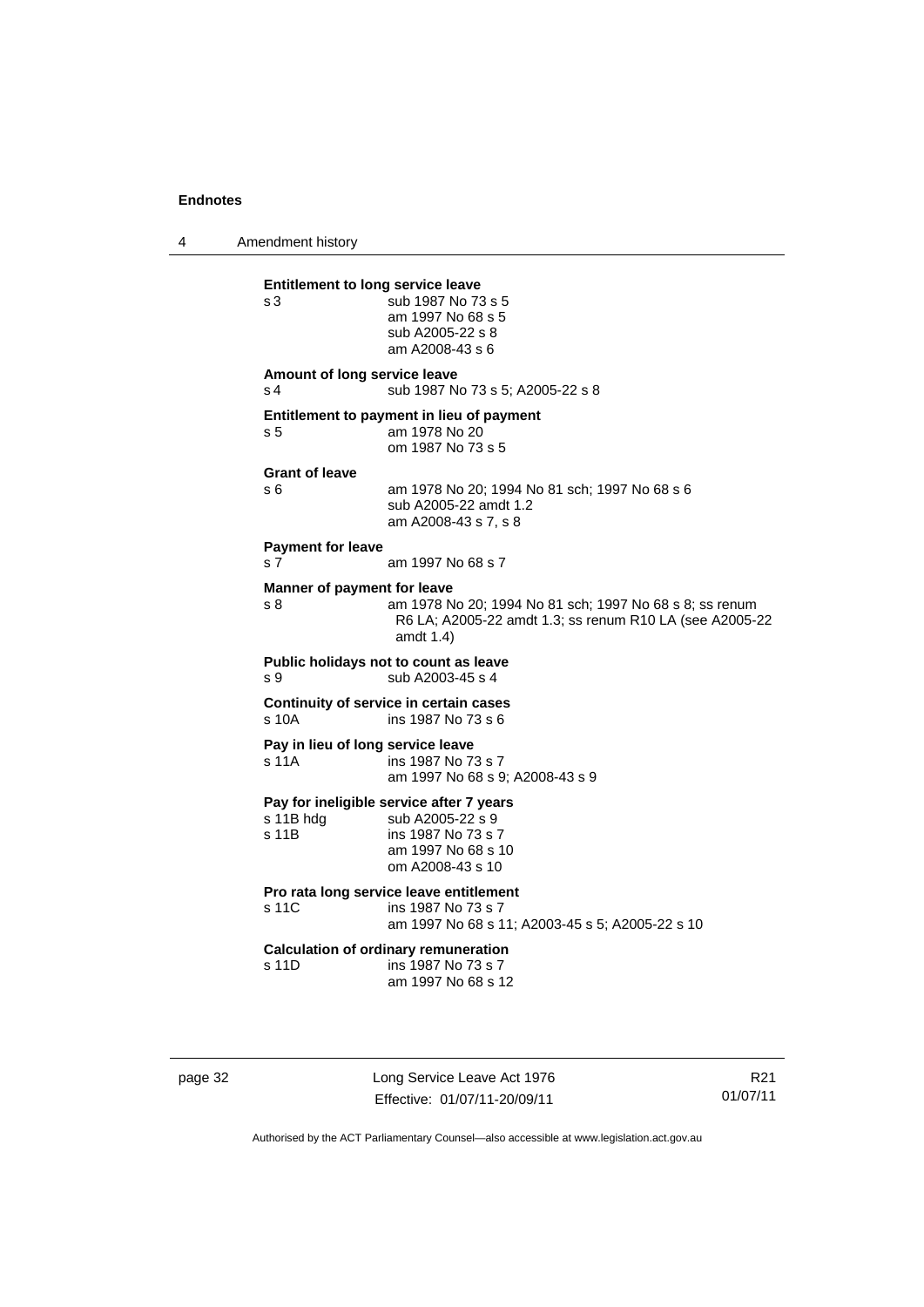**Entitlement to long service leave**
s 3 sub 1987 No 73 s 5
am 1997 No 68 s 5
sub A2005-22 s 8
am A2008-43 s 6

**Amount of long service leave**
s 4 sub 1987 No 73 s 5; A2005-22 s 8

**Entitlement to payment in lieu of payment**
s 5 am 1978 No 20
om 1987 No 73 s 5

**Grant of leave**
s 6 am 1978 No 20; 1994 No 81 sch; 1997 No 68 s 6
sub A2005-22 amdt 1.2
am A2008-43 s 7, s 8

**Payment for leave**
s 7 am 1997 No 68 s 7

**Manner of payment for leave**
s 8 am 1978 No 20; 1994 No 81 sch; 1997 No 68 s 8; ss renum R6 LA; A2005-22 amdt 1.3; ss renum R10 LA (see A2005-22 amdt 1.4)

**Public holidays not to count as leave**
s 9 sub A2003-45 s 4

**Continuity of service in certain cases**
s 10A ins 1987 No 73 s 6

**Pay in lieu of long service leave**
s 11A ins 1987 No 73 s 7
am 1997 No 68 s 9; A2008-43 s 9

**Pay for ineligible service after 7 years**
s 11B hdg sub A2005-22 s 9
s 11B ins 1987 No 73 s 7
am 1997 No 68 s 10
om A2008-43 s 10

**Pro rata long service leave entitlement**
s 11C ins 1987 No 73 s 7
am 1997 No 68 s 11; A2003-45 s 5; A2005-22 s 10

**Calculation of ordinary remuneration**
s 11D ins 1987 No 73 s 7
am 1997 No 68 s 12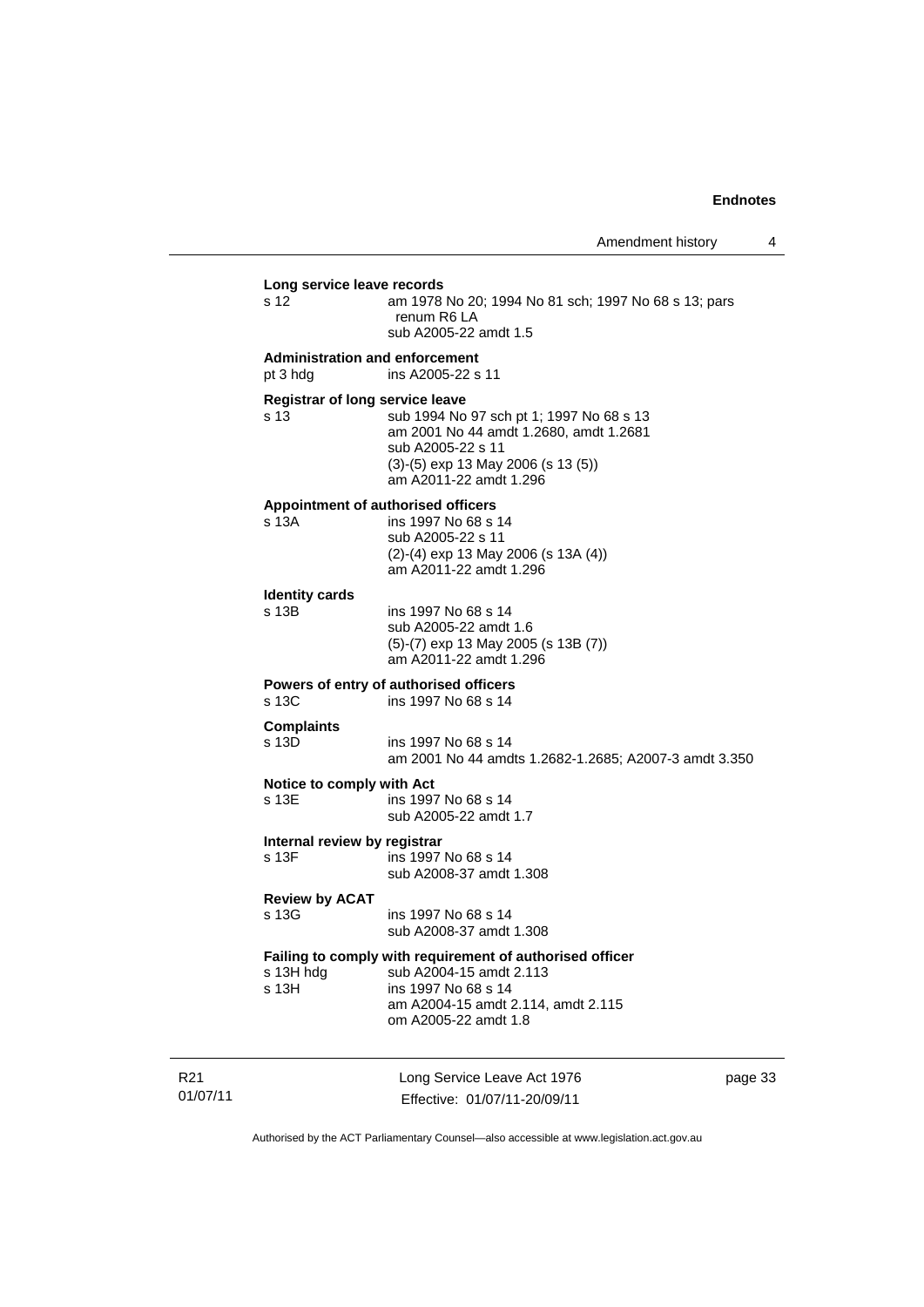**Long service leave records**

s 12 am 1978 No 20; 1994 No 81 sch; 1997 No 68 s 13; pars renum R6 LA
sub A2005-22 amdt 1.5

**Administration and enforcement**

pt 3 hdg ins A2005-22 s 11

**Registrar of long service leave**

s 13 sub 1994 No 97 sch pt 1; 1997 No 68 s 13
am 2001 No 44 amdt 1.2680, amdt 1.2681
sub A2005-22 s 11
(3)-(5) exp 13 May 2006 (s 13 (5))
am A2011-22 amdt 1.296

**Appointment of authorised officers**

s 13A ins 1997 No 68 s 14
sub A2005-22 s 11
(2)-(4) exp 13 May 2006 (s 13A (4))
am A2011-22 amdt 1.296

**Identity cards**

s 13B ins 1997 No 68 s 14
sub A2005-22 amdt 1.6
(5)-(7) exp 13 May 2005 (s 13B (7))
am A2011-22 amdt 1.296

**Powers of entry of authorised officers**

s 13C ins 1997 No 68 s 14

**Complaints**

s 13D ins 1997 No 68 s 14
am 2001 No 44 amdts 1.2682-1.2685; A2007-3 amdt 3.350

**Notice to comply with Act**

s 13E ins 1997 No 68 s 14
sub A2005-22 amdt 1.7

**Internal review by registrar**

s 13F ins 1997 No 68 s 14
sub A2008-37 amdt 1.308

**Review by ACAT**

s 13G ins 1997 No 68 s 14
sub A2008-37 amdt 1.308

**Failing to comply with requirement of authorised officer**

s 13H hdg sub A2004-15 amdt 2.113

s 13H ins 1997 No 68 s 14
am A2004-15 amdt 2.114, amdt 2.115
om A2005-22 amdt 1.8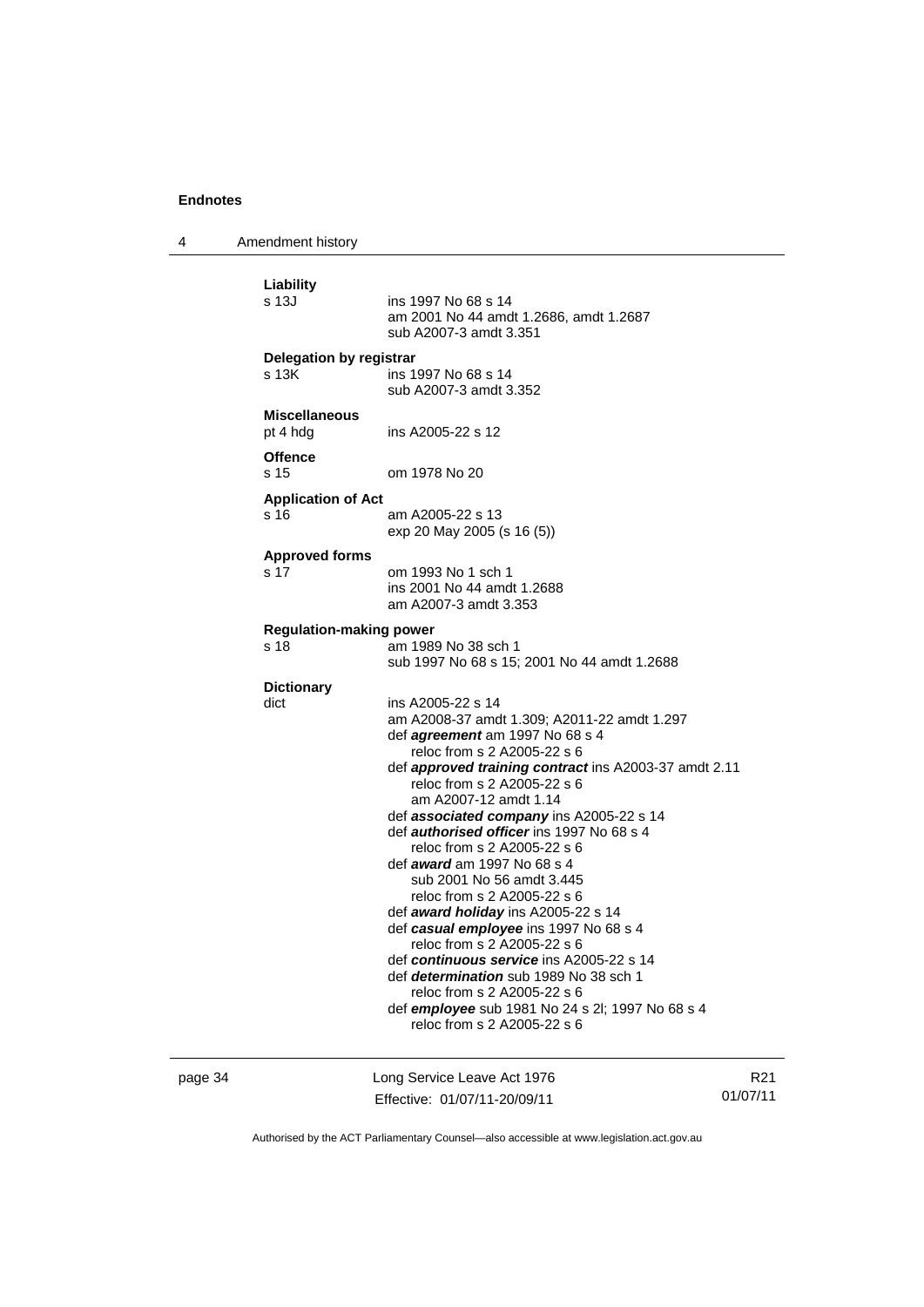**Liability**

s 13J ins 1997 No 68 s 14
am 2001 No 44 amdt 1.2686, amdt 1.2687
sub A2007-3 amdt 3.351

**Delegation by registrar**

s 13K ins 1997 No 68 s 14
sub A2007-3 amdt 3.352

**Miscellaneous**

pt 4 hdg ins A2005-22 s 12

**Offence**

s 15 om 1978 No 20

**Application of Act**

s 16 am A2005-22 s 13
exp 20 May 2005 (s 16 (5))

**Approved forms**

s 17 om 1993 No 1 sch 1
ins 2001 No 44 amdt 1.2688
am A2007-3 amdt 3.353

**Regulation-making power**

s 18 am 1989 No 38 sch 1
sub 1997 No 68 s 15; 2001 No 44 amdt 1.2688

**Dictionary**

dict ins A2005-22 s 14
am A2008-37 amdt 1.309; A2011-22 amdt 1.297
def ***agreement*** am 1997 No 68 s 4
reloc from s 2 A2005-22 s 6
def ***approved training contract*** ins A2003-37 amdt 2.11
reloc from s 2 A2005-22 s 6
am A2007-12 amdt 1.14
def ***associated company*** ins A2005-22 s 14
def ***authorised officer*** ins 1997 No 68 s 4
reloc from s 2 A2005-22 s 6
def ***award*** am 1997 No 68 s 4
sub 2001 No 56 amdt 3.445
reloc from s 2 A2005-22 s 6
def ***award holiday*** ins A2005-22 s 14
def ***casual employee*** ins 1997 No 68 s 4
reloc from s 2 A2005-22 s 6
def ***continuous service*** ins A2005-22 s 14
def ***determination*** sub 1989 No 38 sch 1
reloc from s 2 A2005-22 s 6
def ***employee*** sub 1981 No 24 s 2l; 1997 No 68 s 4
reloc from s 2 A2005-22 s 6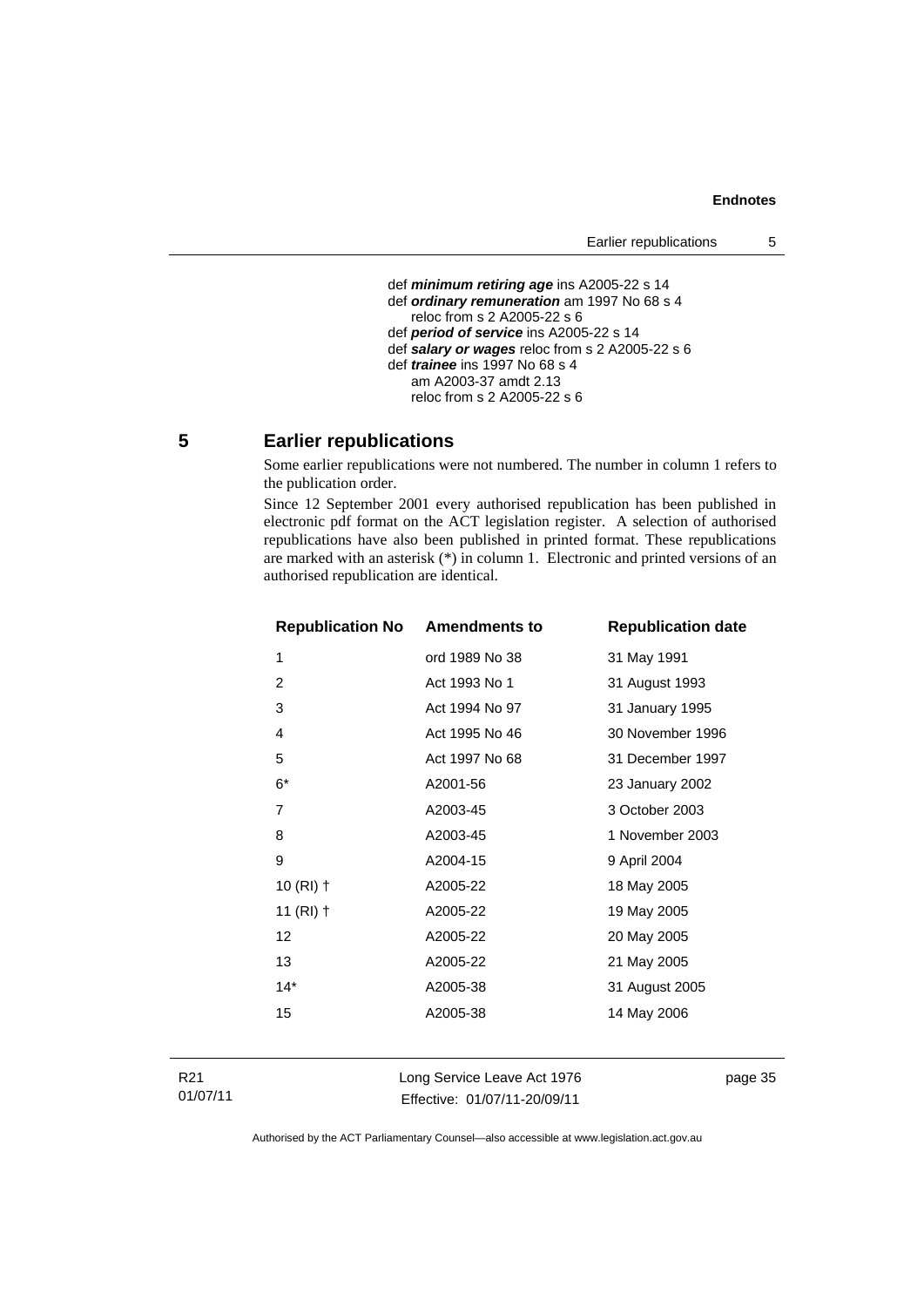def ***minimum retiring age*** ins A2005-22 s 14
def ***ordinary remuneration*** am 1997 No 68 s 4
reloc from s 2 A2005-22 s 6
def ***period of service*** ins A2005-22 s 14
def ***salary or wages*** reloc from s 2 A2005-22 s 6
def ***trainee*** ins 1997 No 68 s 4
am A2003-37 amdt 2.13
reloc from s 2 A2005-22 s 6

## 5 Earlier republications

Some earlier republications were not numbered. The number in column 1 refers to the publication order.

Since 12 September 2001 every authorised republication has been published in electronic pdf format on the ACT legislation register. A selection of authorised republications have also been published in printed format. These republications are marked with an asterisk (*) in column 1. Electronic and printed versions of an authorised republication are identical.

| Republication No | Amendments to | Republication date |
|---|---|---|
| 1 | ord 1989 No 38 | 31 May 1991 |
| 2 | Act 1993 No 1 | 31 August 1993 |
| 3 | Act 1994 No 97 | 31 January 1995 |
| 4 | Act 1995 No 46 | 30 November 1996 |
| 5 | Act 1997 No 68 | 31 December 1997 |
| 6* | A2001-56 | 23 January 2002 |
| 7 | A2003-45 | 3 October 2003 |
| 8 | A2003-45 | 1 November 2003 |
| 9 | A2004-15 | 9 April 2004 |
| 10 (RI) † | A2005-22 | 18 May 2005 |
| 11 (RI) † | A2005-22 | 19 May 2005 |
| 12 | A2005-22 | 20 May 2005 |
| 13 | A2005-22 | 21 May 2005 |
| 14* | A2005-38 | 31 August 2005 |
| 15 | A2005-38 | 14 May 2006 |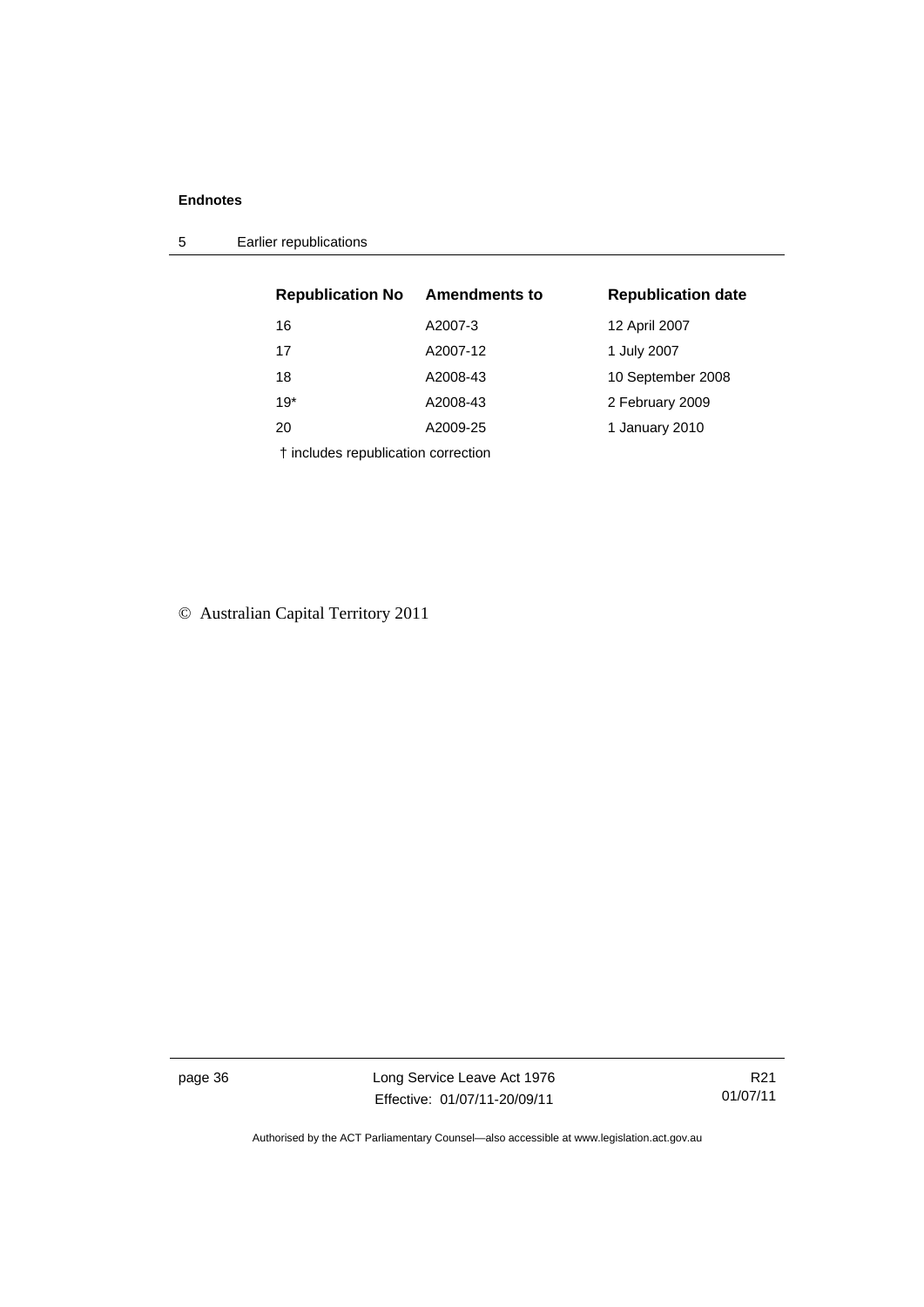## Endnotes

### 5 Earlier republications

| Republication No | Amendments to | Republication date |
| --- | --- | --- |
| 16 | A2007-3 | 12 April 2007 |
| 17 | A2007-12 | 1 July 2007 |
| 18 | A2008-43 | 10 September 2008 |
| 19* | A2008-43 | 2 February 2009 |
| 20 | A2009-25 | 1 January 2010 |

† includes republication correction

© Australian Capital Territory 2011